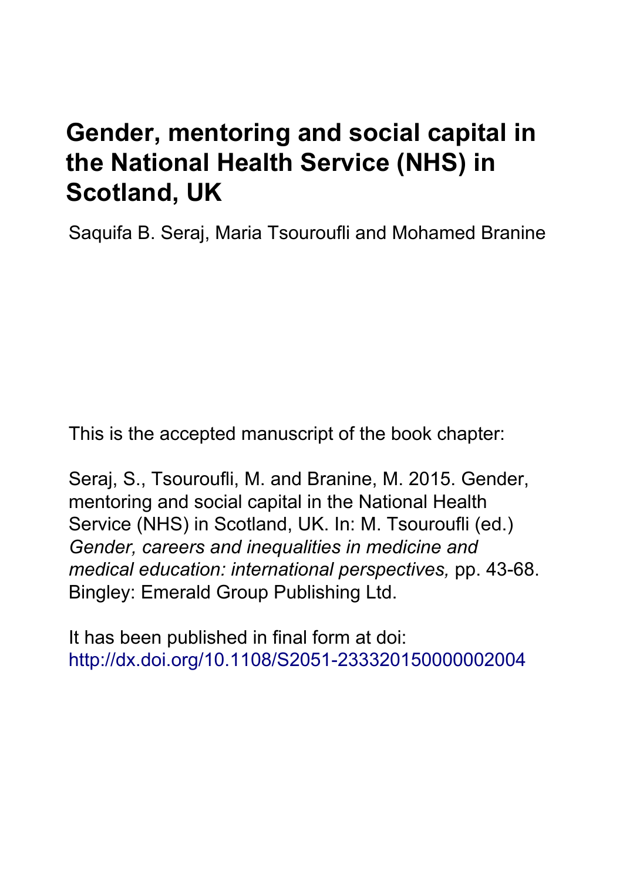# Gender, mentoring and social capital in the National Health Service (NHS) in Scotland, UK

Saquifa B. Seraj, Maria Tsouroufli and Mohamed Branine

This is the accepted manuscript of the book chapter:

Seraj, S., Tsouroufli, M. and Branine, M. 2015. Gender, mentoring and social capital in the National Health Service (NHS) in Scotland, UK. In: M. Tsouroufli (ed.) *Gender, careers and inequalities in medicine and medical education: international perspectives,* pp. 43-68. Bingley: Emerald Group Publishing Ltd.

It has been published in final form at doi: http://dx.doi.org/10.1108/S2051-233320150000002004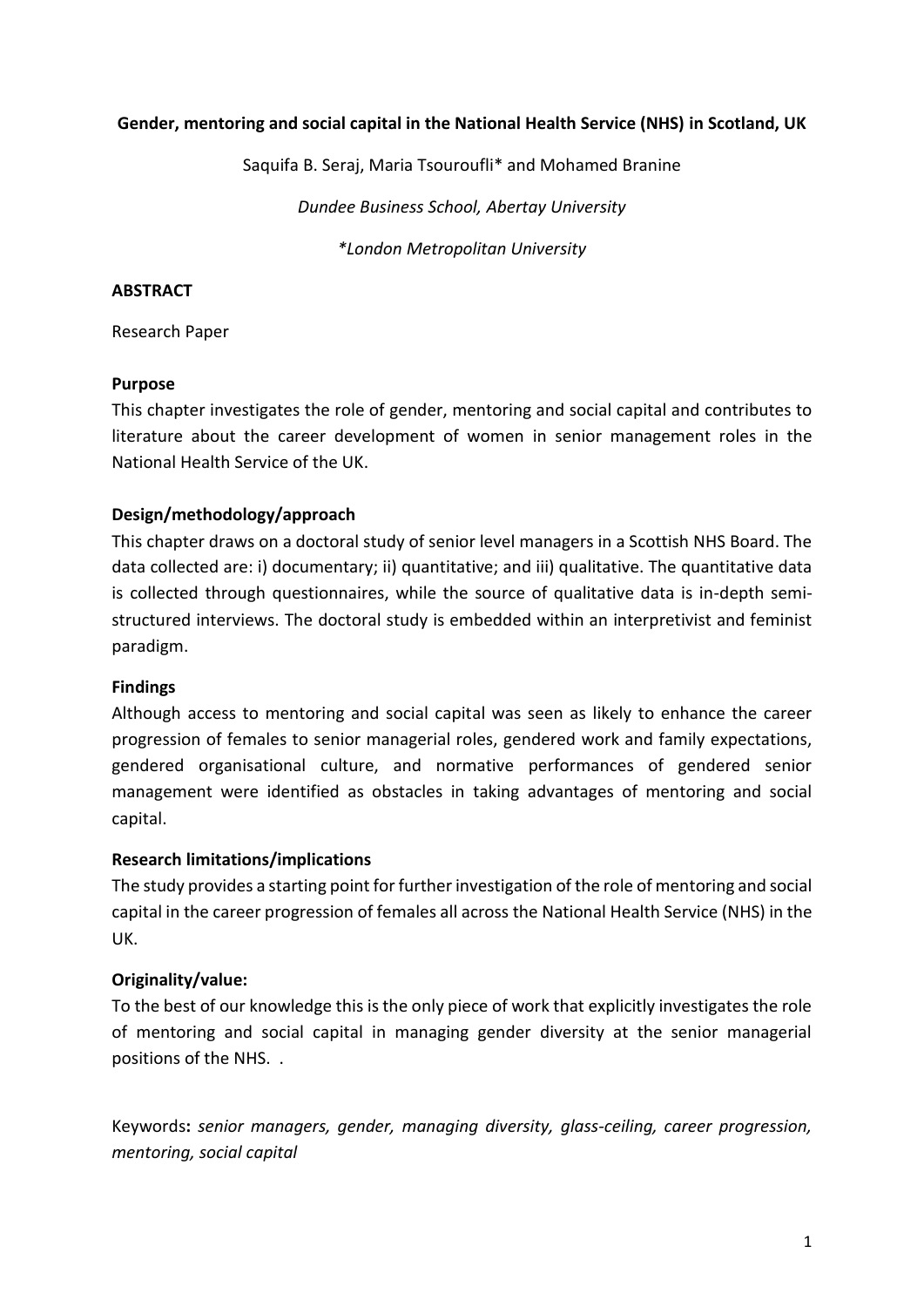**Gender, mentoring and social capital in the National Health Service (NHS) in Scotland, UK**

Saquifa B. Seraj, Maria Tsouroufli* and Mohamed Branine

*Dundee Business School, Abertay University*

**London Metropolitan University*

**ABSTRACT**

Research Paper

**Purpose**

This chapter investigates the role of gender, mentoring and social capital and contributes to literature about the career development of women in senior management roles in the National Health Service of the UK.

**Design/methodology/approach**

This chapter draws on a doctoral study of senior level managers in a Scottish NHS Board. The data collected are: i) documentary; ii) quantitative; and iii) qualitative. The quantitative data is collected through questionnaires, while the source of qualitative data is in-depth semi-structured interviews. The doctoral study is embedded within an interpretivist and feminist paradigm.

**Findings**

Although access to mentoring and social capital was seen as likely to enhance the career progression of females to senior managerial roles, gendered work and family expectations, gendered organisational culture, and normative performances of gendered senior management were identified as obstacles in taking advantages of mentoring and social capital.

**Research limitations/implications**

The study provides a starting point for further investigation of the role of mentoring and social capital in the career progression of females all across the National Health Service (NHS) in the UK.

**Originality/value:**

To the best of our knowledge this is the only piece of work that explicitly investigates the role of mentoring and social capital in managing gender diversity at the senior managerial positions of the NHS. .

Keywords**:** *senior managers, gender, managing diversity, glass-ceiling, career progression, mentoring, social capital*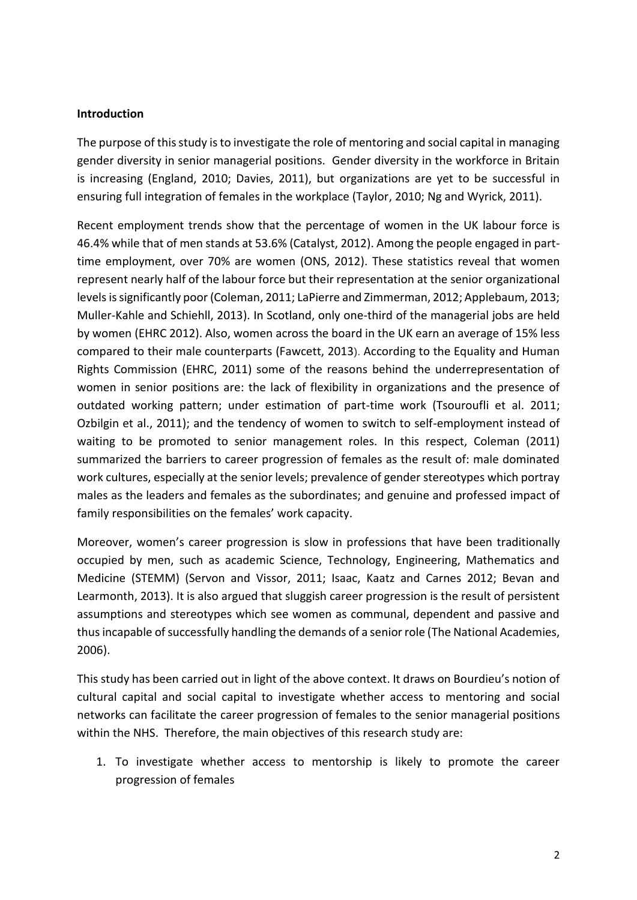## Introduction

The purpose of this study is to investigate the role of mentoring and social capital in managing gender diversity in senior managerial positions. Gender diversity in the workforce in Britain is increasing (England, 2010; Davies, 2011), but organizations are yet to be successful in ensuring full integration of females in the workplace (Taylor, 2010; Ng and Wyrick, 2011).

Recent employment trends show that the percentage of women in the UK labour force is 46.4% while that of men stands at 53.6% (Catalyst, 2012). Among the people engaged in part-time employment, over 70% are women (ONS, 2012). These statistics reveal that women represent nearly half of the labour force but their representation at the senior organizational levels is significantly poor (Coleman, 2011; LaPierre and Zimmerman, 2012; Applebaum, 2013; Muller-Kahle and Schiehll, 2013). In Scotland, only one-third of the managerial jobs are held by women (EHRC 2012). Also, women across the board in the UK earn an average of 15% less compared to their male counterparts (Fawcett, 2013). According to the Equality and Human Rights Commission (EHRC, 2011) some of the reasons behind the underrepresentation of women in senior positions are: the lack of flexibility in organizations and the presence of outdated working pattern; under estimation of part-time work (Tsouroufli et al. 2011; Ozbilgin et al., 2011); and the tendency of women to switch to self-employment instead of waiting to be promoted to senior management roles. In this respect, Coleman (2011) summarized the barriers to career progression of females as the result of: male dominated work cultures, especially at the senior levels; prevalence of gender stereotypes which portray males as the leaders and females as the subordinates; and genuine and professed impact of family responsibilities on the females' work capacity.

Moreover, women's career progression is slow in professions that have been traditionally occupied by men, such as academic Science, Technology, Engineering, Mathematics and Medicine (STEMM) (Servon and Vissor, 2011; Isaac, Kaatz and Carnes 2012; Bevan and Learmonth, 2013). It is also argued that sluggish career progression is the result of persistent assumptions and stereotypes which see women as communal, dependent and passive and thus incapable of successfully handling the demands of a senior role (The National Academies, 2006).

This study has been carried out in light of the above context. It draws on Bourdieu's notion of cultural capital and social capital to investigate whether access to mentoring and social networks can facilitate the career progression of females to the senior managerial positions within the NHS. Therefore, the main objectives of this research study are:

1. To investigate whether access to mentorship is likely to promote the career progression of females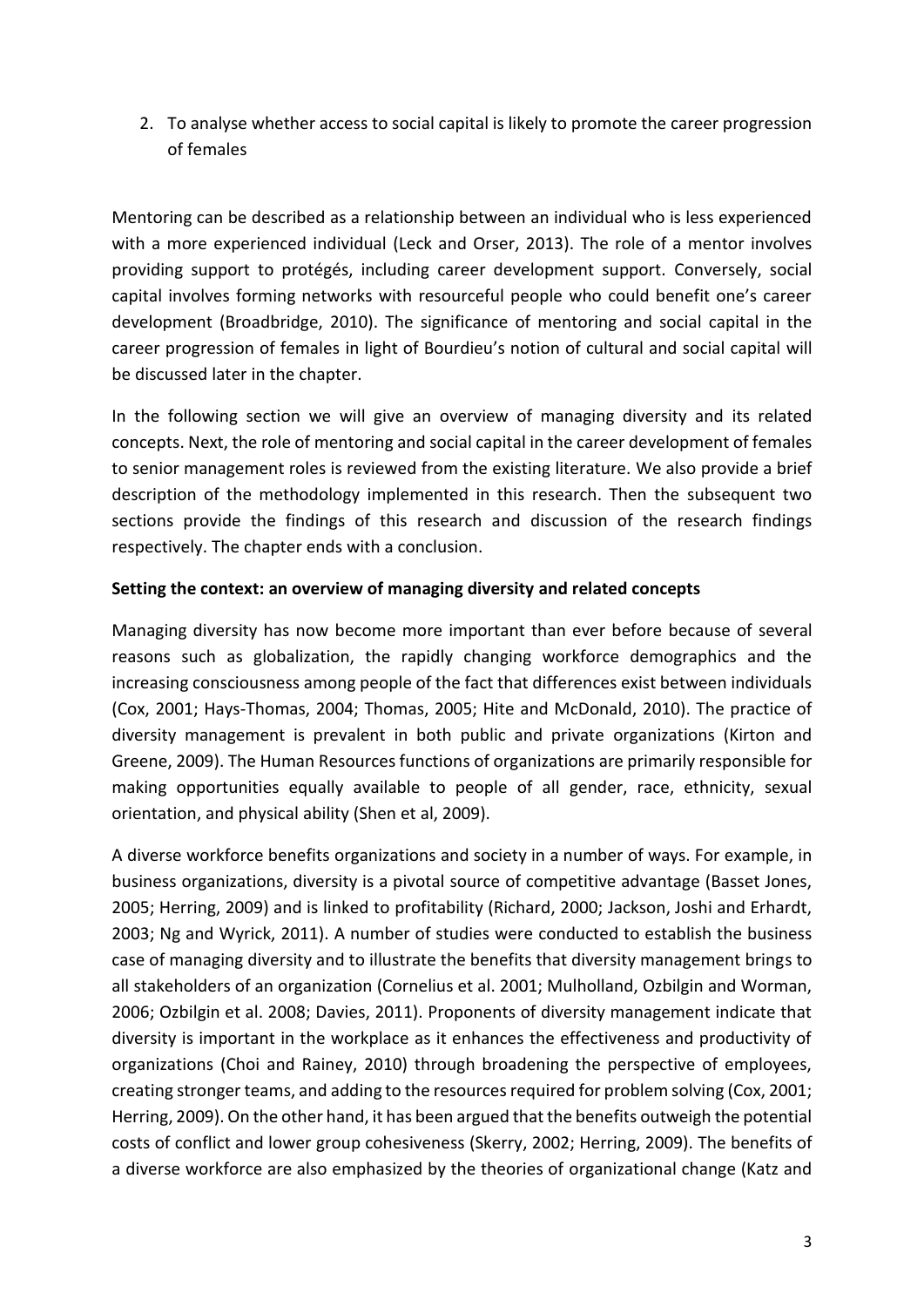2. To analyse whether access to social capital is likely to promote the career progression of females

Mentoring can be described as a relationship between an individual who is less experienced with a more experienced individual (Leck and Orser, 2013). The role of a mentor involves providing support to protégés, including career development support. Conversely, social capital involves forming networks with resourceful people who could benefit one's career development (Broadbridge, 2010). The significance of mentoring and social capital in the career progression of females in light of Bourdieu's notion of cultural and social capital will be discussed later in the chapter.

In the following section we will give an overview of managing diversity and its related concepts. Next, the role of mentoring and social capital in the career development of females to senior management roles is reviewed from the existing literature. We also provide a brief description of the methodology implemented in this research. Then the subsequent two sections provide the findings of this research and discussion of the research findings respectively. The chapter ends with a conclusion.

**Setting the context: an overview of managing diversity and related concepts**

Managing diversity has now become more important than ever before because of several reasons such as globalization, the rapidly changing workforce demographics and the increasing consciousness among people of the fact that differences exist between individuals (Cox, 2001; Hays-Thomas, 2004; Thomas, 2005; Hite and McDonald, 2010). The practice of diversity management is prevalent in both public and private organizations (Kirton and Greene, 2009). The Human Resources functions of organizations are primarily responsible for making opportunities equally available to people of all gender, race, ethnicity, sexual orientation, and physical ability (Shen et al, 2009).

A diverse workforce benefits organizations and society in a number of ways. For example, in business organizations, diversity is a pivotal source of competitive advantage (Basset Jones, 2005; Herring, 2009) and is linked to profitability (Richard, 2000; Jackson, Joshi and Erhardt, 2003; Ng and Wyrick, 2011). A number of studies were conducted to establish the business case of managing diversity and to illustrate the benefits that diversity management brings to all stakeholders of an organization (Cornelius et al. 2001; Mulholland, Ozbilgin and Worman, 2006; Ozbilgin et al. 2008; Davies, 2011). Proponents of diversity management indicate that diversity is important in the workplace as it enhances the effectiveness and productivity of organizations (Choi and Rainey, 2010) through broadening the perspective of employees, creating stronger teams, and adding to the resources required for problem solving (Cox, 2001; Herring, 2009). On the other hand, it has been argued that the benefits outweigh the potential costs of conflict and lower group cohesiveness (Skerry, 2002; Herring, 2009). The benefits of a diverse workforce are also emphasized by the theories of organizational change (Katz and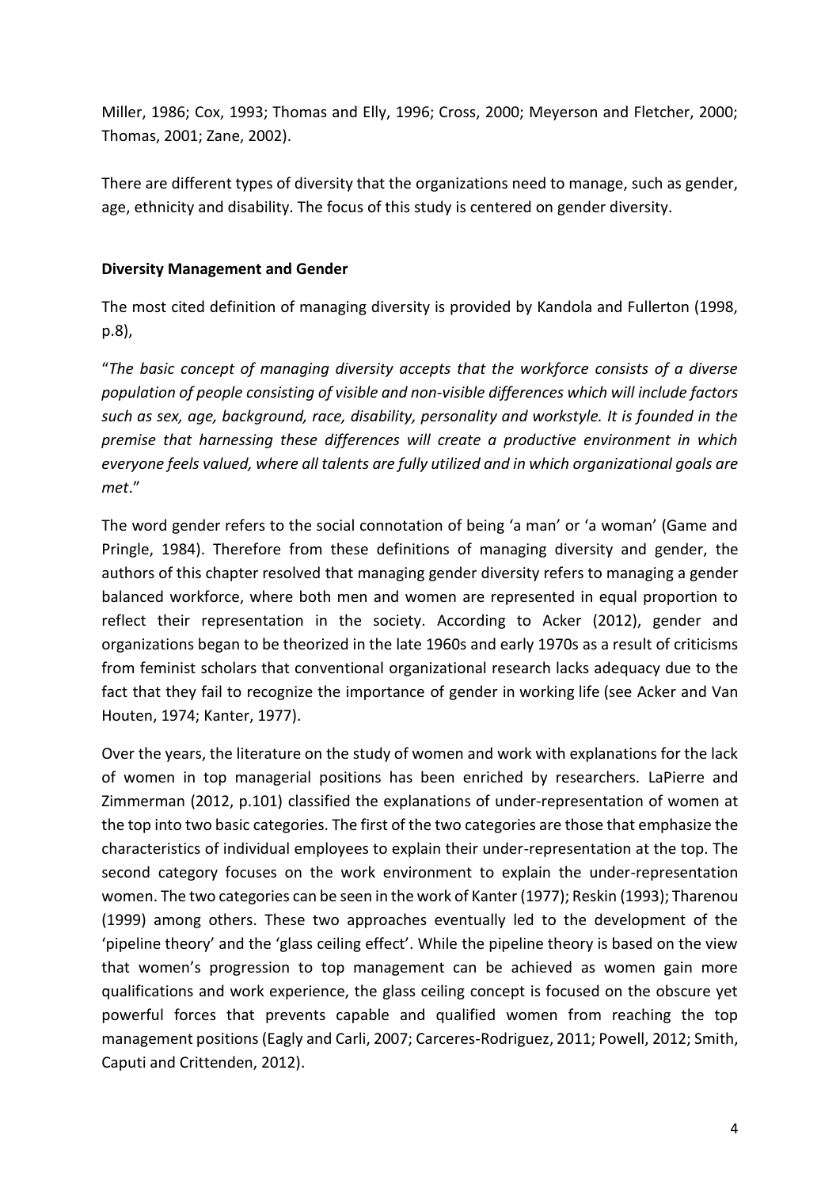Miller, 1986; Cox, 1993; Thomas and Elly, 1996; Cross, 2000; Meyerson and Fletcher, 2000; Thomas, 2001; Zane, 2002).

There are different types of diversity that the organizations need to manage, such as gender, age, ethnicity and disability. The focus of this study is centered on gender diversity.

**Diversity Management and Gender**

The most cited definition of managing diversity is provided by Kandola and Fullerton (1998, p.8),

"*The basic concept of managing diversity accepts that the workforce consists of a diverse population of people consisting of visible and non-visible differences which will include factors such as sex, age, background, race, disability, personality and workstyle. It is founded in the premise that harnessing these differences will create a productive environment in which everyone feels valued, where all talents are fully utilized and in which organizational goals are met*."

The word gender refers to the social connotation of being 'a man' or 'a woman' (Game and Pringle, 1984). Therefore from these definitions of managing diversity and gender, the authors of this chapter resolved that managing gender diversity refers to managing a gender balanced workforce, where both men and women are represented in equal proportion to reflect their representation in the society. According to Acker (2012), gender and organizations began to be theorized in the late 1960s and early 1970s as a result of criticisms from feminist scholars that conventional organizational research lacks adequacy due to the fact that they fail to recognize the importance of gender in working life (see Acker and Van Houten, 1974; Kanter, 1977).

Over the years, the literature on the study of women and work with explanations for the lack of women in top managerial positions has been enriched by researchers. LaPierre and Zimmerman (2012, p.101) classified the explanations of under-representation of women at the top into two basic categories. The first of the two categories are those that emphasize the characteristics of individual employees to explain their under-representation at the top. The second category focuses on the work environment to explain the under-representation women. The two categories can be seen in the work of Kanter (1977); Reskin (1993); Tharenou (1999) among others. These two approaches eventually led to the development of the 'pipeline theory' and the 'glass ceiling effect'. While the pipeline theory is based on the view that women's progression to top management can be achieved as women gain more qualifications and work experience, the glass ceiling concept is focused on the obscure yet powerful forces that prevents capable and qualified women from reaching the top management positions (Eagly and Carli, 2007; Carceres-Rodriguez, 2011; Powell, 2012; Smith, Caputi and Crittenden, 2012).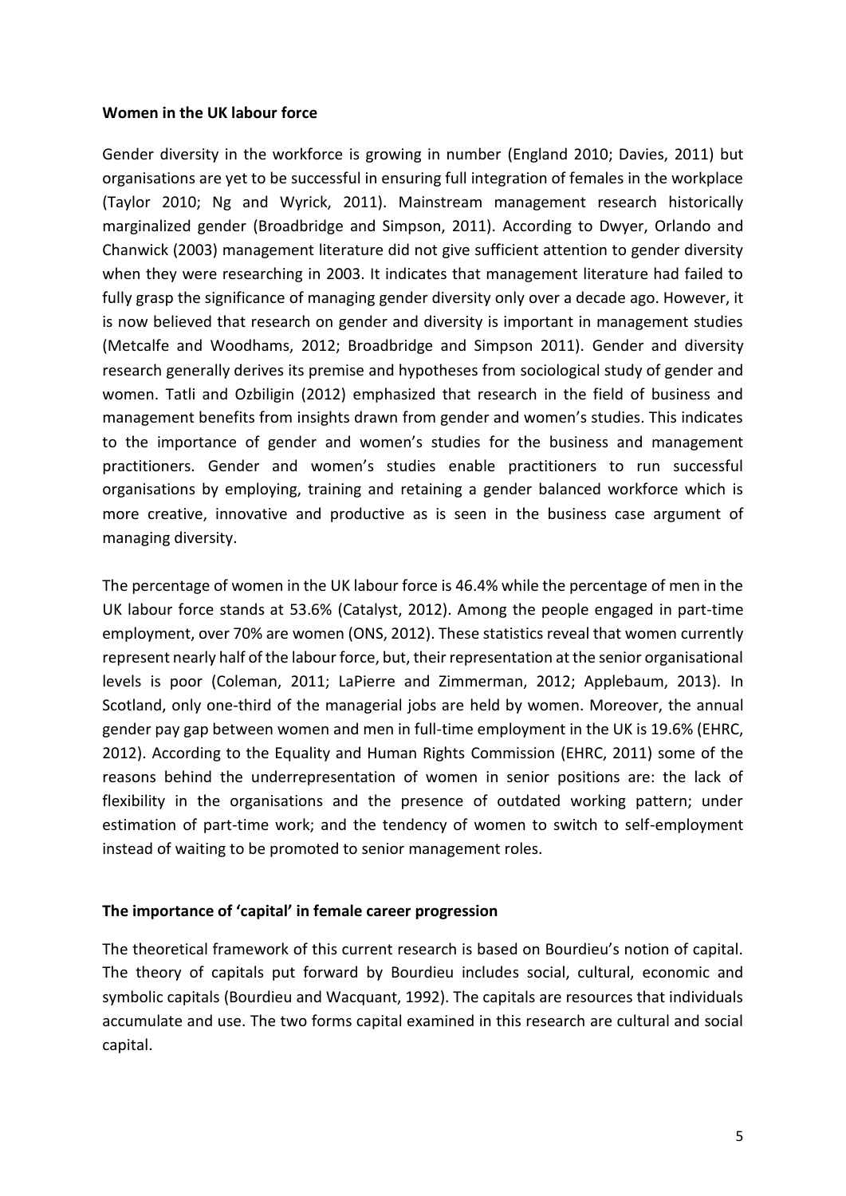**Women in the UK labour force**

Gender diversity in the workforce is growing in number (England 2010; Davies, 2011) but organisations are yet to be successful in ensuring full integration of females in the workplace (Taylor 2010; Ng and Wyrick, 2011). Mainstream management research historically marginalized gender (Broadbridge and Simpson, 2011). According to Dwyer, Orlando and Chanwick (2003) management literature did not give sufficient attention to gender diversity when they were researching in 2003. It indicates that management literature had failed to fully grasp the significance of managing gender diversity only over a decade ago. However, it is now believed that research on gender and diversity is important in management studies (Metcalfe and Woodhams, 2012; Broadbridge and Simpson 2011). Gender and diversity research generally derives its premise and hypotheses from sociological study of gender and women. Tatli and Ozbiligin (2012) emphasized that research in the field of business and management benefits from insights drawn from gender and women's studies. This indicates to the importance of gender and women's studies for the business and management practitioners. Gender and women's studies enable practitioners to run successful organisations by employing, training and retaining a gender balanced workforce which is more creative, innovative and productive as is seen in the business case argument of managing diversity.

The percentage of women in the UK labour force is 46.4% while the percentage of men in the UK labour force stands at 53.6% (Catalyst, 2012). Among the people engaged in part-time employment, over 70% are women (ONS, 2012). These statistics reveal that women currently represent nearly half of the labour force, but, their representation at the senior organisational levels is poor (Coleman, 2011; LaPierre and Zimmerman, 2012; Applebaum, 2013). In Scotland, only one-third of the managerial jobs are held by women. Moreover, the annual gender pay gap between women and men in full-time employment in the UK is 19.6% (EHRC, 2012). According to the Equality and Human Rights Commission (EHRC, 2011) some of the reasons behind the underrepresentation of women in senior positions are: the lack of flexibility in the organisations and the presence of outdated working pattern; under estimation of part-time work; and the tendency of women to switch to self-employment instead of waiting to be promoted to senior management roles.

**The importance of 'capital' in female career progression**

The theoretical framework of this current research is based on Bourdieu's notion of capital. The theory of capitals put forward by Bourdieu includes social, cultural, economic and symbolic capitals (Bourdieu and Wacquant, 1992). The capitals are resources that individuals accumulate and use. The two forms capital examined in this research are cultural and social capital.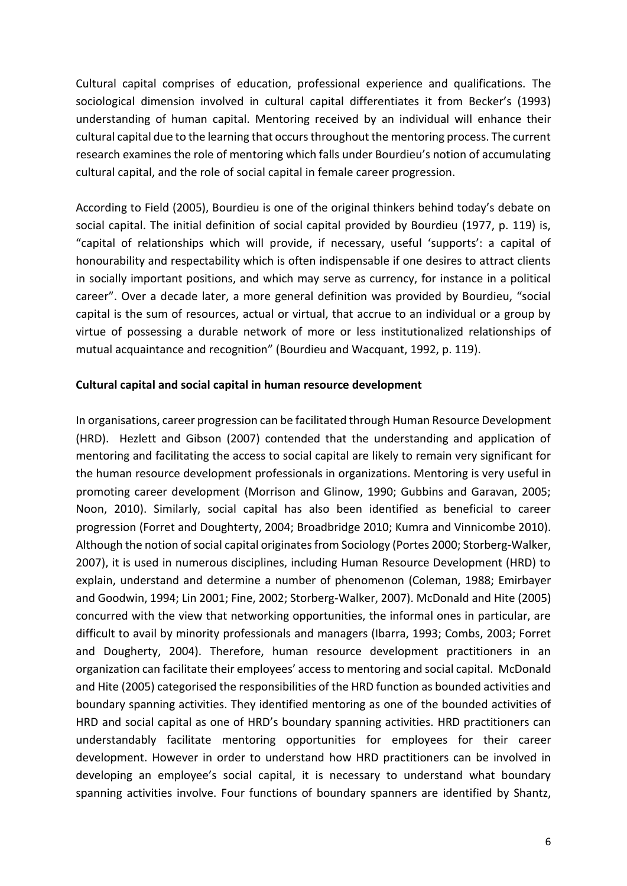Cultural capital comprises of education, professional experience and qualifications. The sociological dimension involved in cultural capital differentiates it from Becker's (1993) understanding of human capital. Mentoring received by an individual will enhance their cultural capital due to the learning that occurs throughout the mentoring process. The current research examines the role of mentoring which falls under Bourdieu's notion of accumulating cultural capital, and the role of social capital in female career progression.

According to Field (2005), Bourdieu is one of the original thinkers behind today's debate on social capital. The initial definition of social capital provided by Bourdieu (1977, p. 119) is, "capital of relationships which will provide, if necessary, useful 'supports': a capital of honourability and respectability which is often indispensable if one desires to attract clients in socially important positions, and which may serve as currency, for instance in a political career". Over a decade later, a more general definition was provided by Bourdieu, "social capital is the sum of resources, actual or virtual, that accrue to an individual or a group by virtue of possessing a durable network of more or less institutionalized relationships of mutual acquaintance and recognition" (Bourdieu and Wacquant, 1992, p. 119).

**Cultural capital and social capital in human resource development**

In organisations, career progression can be facilitated through Human Resource Development (HRD). Hezlett and Gibson (2007) contended that the understanding and application of mentoring and facilitating the access to social capital are likely to remain very significant for the human resource development professionals in organizations. Mentoring is very useful in promoting career development (Morrison and Glinow, 1990; Gubbins and Garavan, 2005; Noon, 2010). Similarly, social capital has also been identified as beneficial to career progression (Forret and Doughterty, 2004; Broadbridge 2010; Kumra and Vinnicombe 2010). Although the notion of social capital originates from Sociology (Portes 2000; Storberg-Walker, 2007), it is used in numerous disciplines, including Human Resource Development (HRD) to explain, understand and determine a number of phenomenon (Coleman, 1988; Emirbayer and Goodwin, 1994; Lin 2001; Fine, 2002; Storberg-Walker, 2007). McDonald and Hite (2005) concurred with the view that networking opportunities, the informal ones in particular, are difficult to avail by minority professionals and managers (Ibarra, 1993; Combs, 2003; Forret and Dougherty, 2004). Therefore, human resource development practitioners in an organization can facilitate their employees' access to mentoring and social capital. McDonald and Hite (2005) categorised the responsibilities of the HRD function as bounded activities and boundary spanning activities. They identified mentoring as one of the bounded activities of HRD and social capital as one of HRD's boundary spanning activities. HRD practitioners can understandably facilitate mentoring opportunities for employees for their career development. However in order to understand how HRD practitioners can be involved in developing an employee's social capital, it is necessary to understand what boundary spanning activities involve. Four functions of boundary spanners are identified by Shantz,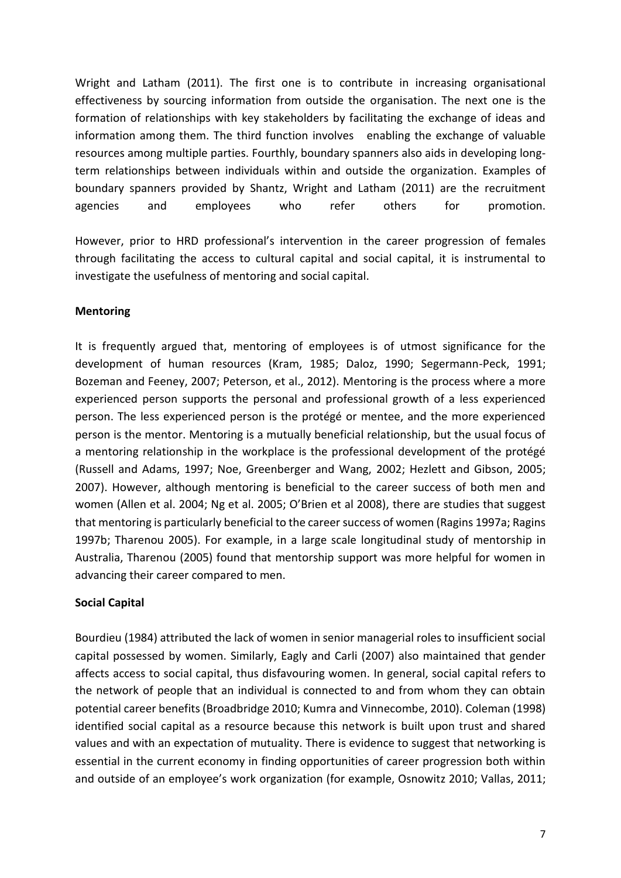Wright and Latham (2011). The first one is to contribute in increasing organisational effectiveness by sourcing information from outside the organisation. The next one is the formation of relationships with key stakeholders by facilitating the exchange of ideas and information among them. The third function involves enabling the exchange of valuable resources among multiple parties. Fourthly, boundary spanners also aids in developing long-term relationships between individuals within and outside the organization. Examples of boundary spanners provided by Shantz, Wright and Latham (2011) are the recruitment agencies and employees who refer others for promotion.

However, prior to HRD professional's intervention in the career progression of females through facilitating the access to cultural capital and social capital, it is instrumental to investigate the usefulness of mentoring and social capital.

**Mentoring**

It is frequently argued that, mentoring of employees is of utmost significance for the development of human resources (Kram, 1985; Daloz, 1990; Segermann-Peck, 1991; Bozeman and Feeney, 2007; Peterson, et al., 2012). Mentoring is the process where a more experienced person supports the personal and professional growth of a less experienced person. The less experienced person is the protégé or mentee, and the more experienced person is the mentor. Mentoring is a mutually beneficial relationship, but the usual focus of a mentoring relationship in the workplace is the professional development of the protégé (Russell and Adams, 1997; Noe, Greenberger and Wang, 2002; Hezlett and Gibson, 2005; 2007). However, although mentoring is beneficial to the career success of both men and women (Allen et al. 2004; Ng et al. 2005; O'Brien et al 2008), there are studies that suggest that mentoring is particularly beneficial to the career success of women (Ragins 1997a; Ragins 1997b; Tharenou 2005). For example, in a large scale longitudinal study of mentorship in Australia, Tharenou (2005) found that mentorship support was more helpful for women in advancing their career compared to men.

**Social Capital**

Bourdieu (1984) attributed the lack of women in senior managerial roles to insufficient social capital possessed by women. Similarly, Eagly and Carli (2007) also maintained that gender affects access to social capital, thus disfavouring women. In general, social capital refers to the network of people that an individual is connected to and from whom they can obtain potential career benefits (Broadbridge 2010; Kumra and Vinnecombe, 2010). Coleman (1998) identified social capital as a resource because this network is built upon trust and shared values and with an expectation of mutuality. There is evidence to suggest that networking is essential in the current economy in finding opportunities of career progression both within and outside of an employee's work organization (for example, Osnowitz 2010; Vallas, 2011;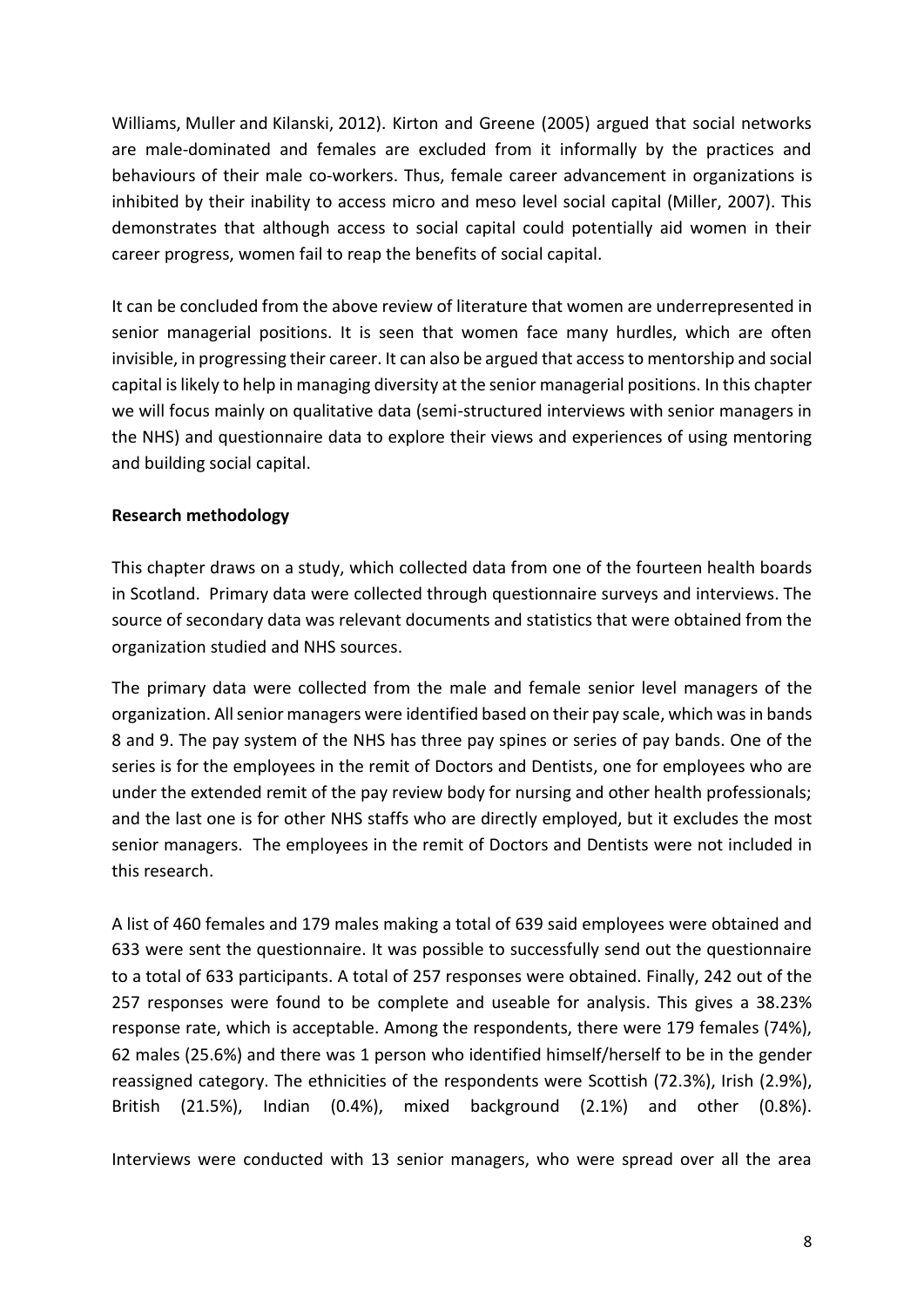Williams, Muller and Kilanski, 2012). Kirton and Greene (2005) argued that social networks are male-dominated and females are excluded from it informally by the practices and behaviours of their male co-workers. Thus, female career advancement in organizations is inhibited by their inability to access micro and meso level social capital (Miller, 2007). This demonstrates that although access to social capital could potentially aid women in their career progress, women fail to reap the benefits of social capital.

It can be concluded from the above review of literature that women are underrepresented in senior managerial positions. It is seen that women face many hurdles, which are often invisible, in progressing their career. It can also be argued that access to mentorship and social capital is likely to help in managing diversity at the senior managerial positions. In this chapter we will focus mainly on qualitative data (semi-structured interviews with senior managers in the NHS) and questionnaire data to explore their views and experiences of using mentoring and building social capital.

**Research methodology**

This chapter draws on a study, which collected data from one of the fourteen health boards in Scotland. Primary data were collected through questionnaire surveys and interviews. The source of secondary data was relevant documents and statistics that were obtained from the organization studied and NHS sources.

The primary data were collected from the male and female senior level managers of the organization. All senior managers were identified based on their pay scale, which was in bands 8 and 9. The pay system of the NHS has three pay spines or series of pay bands. One of the series is for the employees in the remit of Doctors and Dentists, one for employees who are under the extended remit of the pay review body for nursing and other health professionals; and the last one is for other NHS staffs who are directly employed, but it excludes the most senior managers. The employees in the remit of Doctors and Dentists were not included in this research.

A list of 460 females and 179 males making a total of 639 said employees were obtained and 633 were sent the questionnaire. It was possible to successfully send out the questionnaire to a total of 633 participants. A total of 257 responses were obtained. Finally, 242 out of the 257 responses were found to be complete and useable for analysis. This gives a 38.23% response rate, which is acceptable. Among the respondents, there were 179 females (74%), 62 males (25.6%) and there was 1 person who identified himself/herself to be in the gender reassigned category. The ethnicities of the respondents were Scottish (72.3%), Irish (2.9%), British (21.5%), Indian (0.4%), mixed background (2.1%) and other (0.8%).

Interviews were conducted with 13 senior managers, who were spread over all the area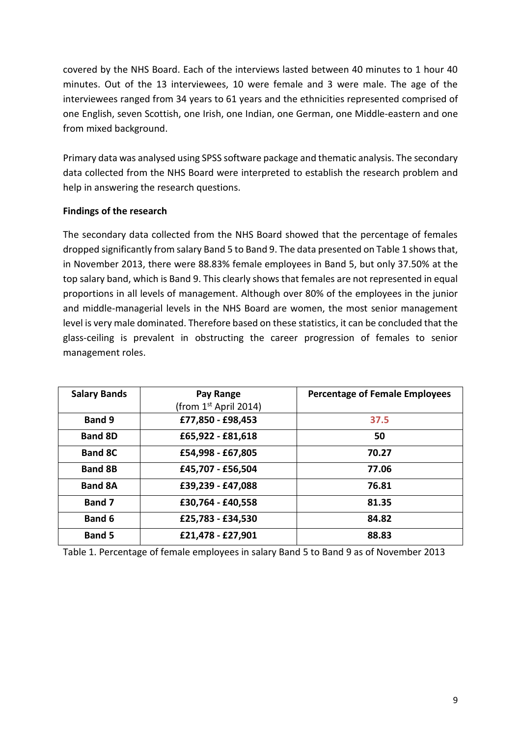covered by the NHS Board. Each of the interviews lasted between 40 minutes to 1 hour 40 minutes. Out of the 13 interviewees, 10 were female and 3 were male. The age of the interviewees ranged from 34 years to 61 years and the ethnicities represented comprised of one English, seven Scottish, one Irish, one Indian, one German, one Middle-eastern and one from mixed background.

Primary data was analysed using SPSS software package and thematic analysis. The secondary data collected from the NHS Board were interpreted to establish the research problem and help in answering the research questions.

**Findings of the research**

The secondary data collected from the NHS Board showed that the percentage of females dropped significantly from salary Band 5 to Band 9. The data presented on Table 1 shows that, in November 2013, there were 88.83% female employees in Band 5, but only 37.50% at the top salary band, which is Band 9. This clearly shows that females are not represented in equal proportions in all levels of management. Although over 80% of the employees in the junior and middle-managerial levels in the NHS Board are women, the most senior management level is very male dominated. Therefore based on these statistics, it can be concluded that the glass-ceiling is prevalent in obstructing the career progression of females to senior management roles.

| Salary Bands | Pay Range (from 1st April 2014) | Percentage of Female Employees |
|---|---|---|
| Band 9 | £77,850 - £98,453 | 37.5 |
| Band 8D | £65,922 - £81,618 | 50 |
| Band 8C | £54,998 - £67,805 | 70.27 |
| Band 8B | £45,707 - £56,504 | 77.06 |
| Band 8A | £39,239 - £47,088 | 76.81 |
| Band 7 | £30,764 - £40,558 | 81.35 |
| Band 6 | £25,783 - £34,530 | 84.82 |
| Band 5 | £21,478 - £27,901 | 88.83 |

Table 1. Percentage of female employees in salary Band 5 to Band 9 as of November 2013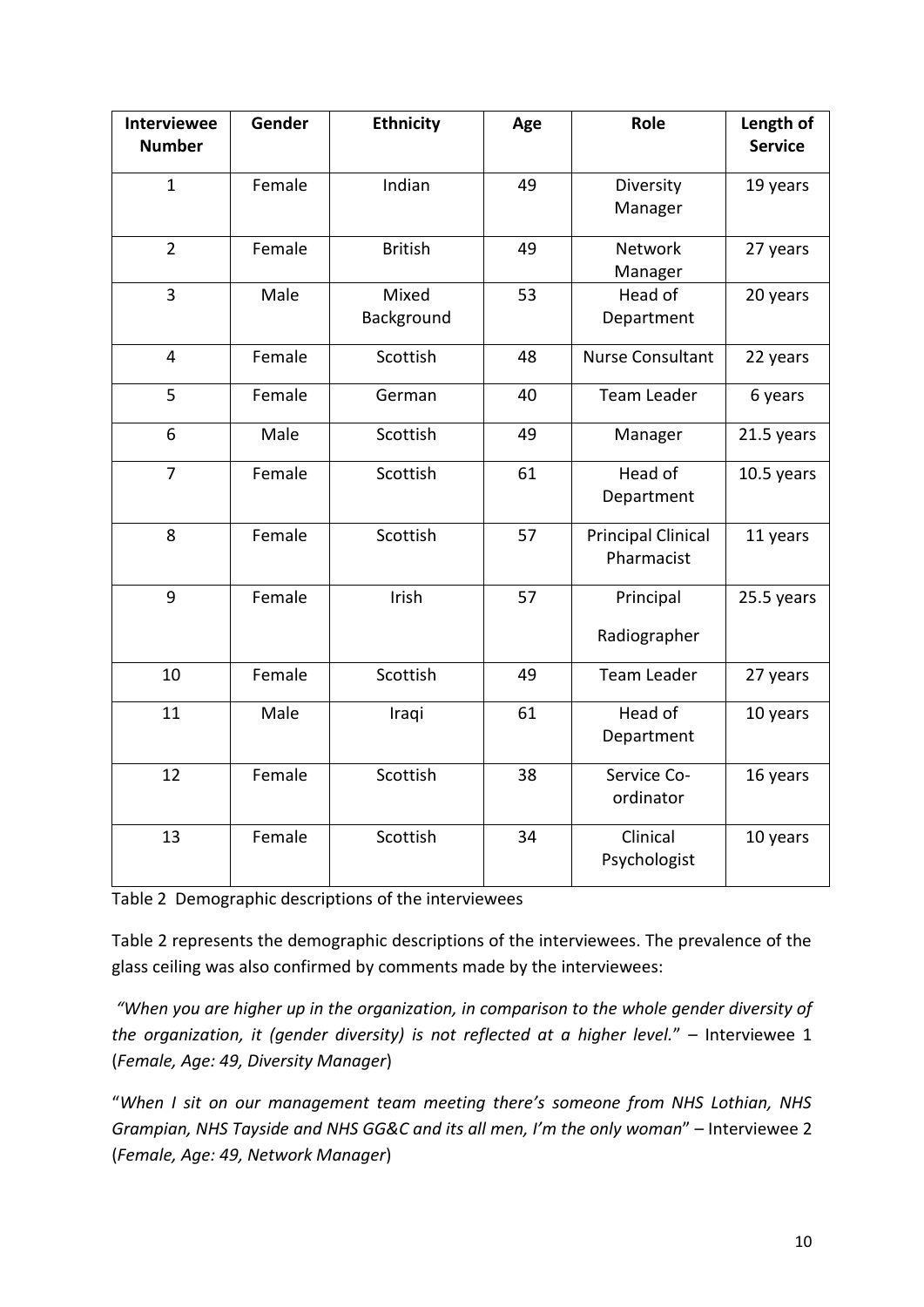| Interviewee Number | Gender | Ethnicity | Age | Role | Length of Service |
|---|---|---|---|---|---|
| 1 | Female | Indian | 49 | Diversity Manager | 19 years |
| 2 | Female | British | 49 | Network Manager | 27 years |
| 3 | Male | Mixed Background | 53 | Head of Department | 20 years |
| 4 | Female | Scottish | 48 | Nurse Consultant | 22 years |
| 5 | Female | German | 40 | Team Leader | 6 years |
| 6 | Male | Scottish | 49 | Manager | 21.5 years |
| 7 | Female | Scottish | 61 | Head of Department | 10.5 years |
| 8 | Female | Scottish | 57 | Principal Clinical Pharmacist | 11 years |
| 9 | Female | Irish | 57 | Principal Radiographer | 25.5 years |
| 10 | Female | Scottish | 49 | Team Leader | 27 years |
| 11 | Male | Iraqi | 61 | Head of Department | 10 years |
| 12 | Female | Scottish | 38 | Service Co-ordinator | 16 years |
| 13 | Female | Scottish | 34 | Clinical Psychologist | 10 years |

Table 2 Demographic descriptions of the interviewees

Table 2 represents the demographic descriptions of the interviewees. The prevalence of the glass ceiling was also confirmed by comments made by the interviewees:

*"When you are higher up in the organization, in comparison to the whole gender diversity of the organization, it (gender diversity) is not reflected at a higher level."* – Interviewee 1 (*Female, Age: 49, Diversity Manager*)

"*When I sit on our management team meeting there's someone from NHS Lothian, NHS Grampian, NHS Tayside and NHS GG&C and its all men, I'm the only woman*" – Interviewee 2 (*Female, Age: 49, Network Manager*)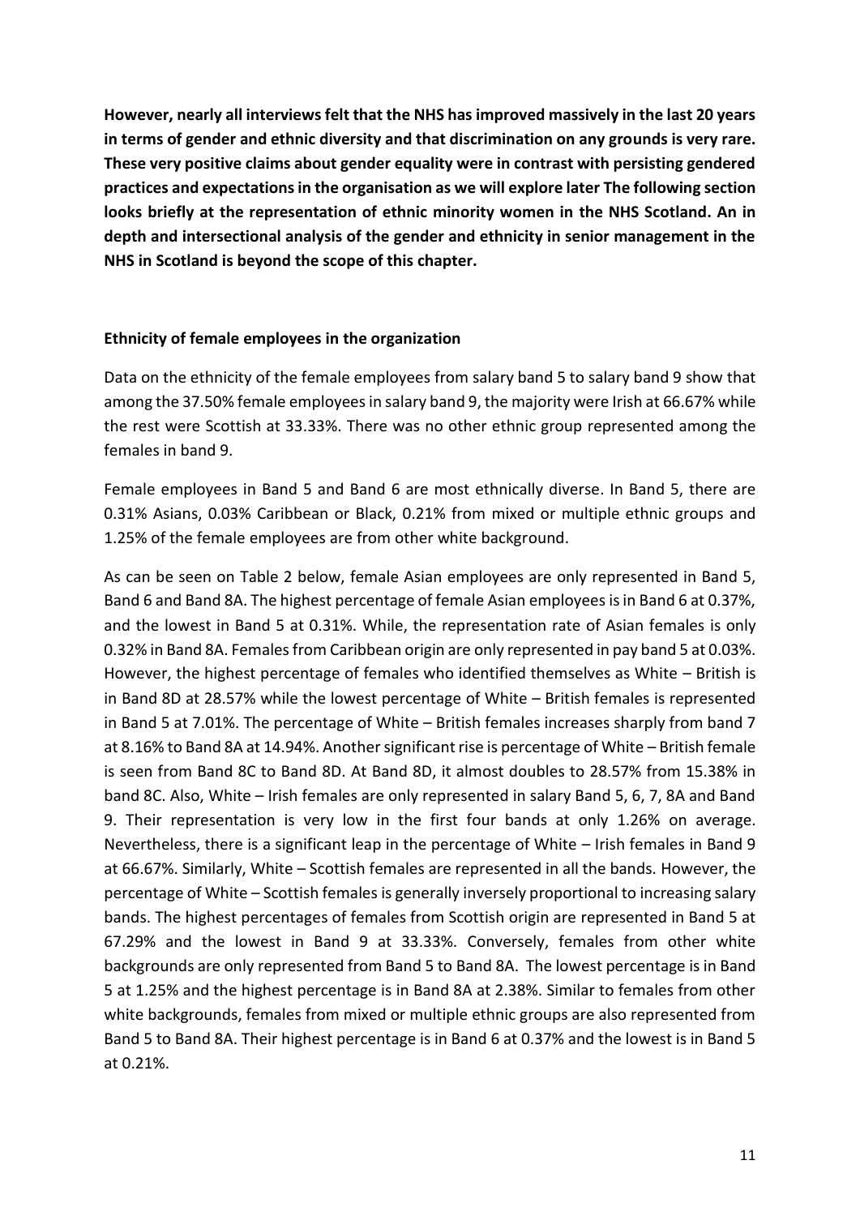**However, nearly all interviews felt that the NHS has improved massively in the last 20 years in terms of gender and ethnic diversity and that discrimination on any grounds is very rare. These very positive claims about gender equality were in contrast with persisting gendered practices and expectations in the organisation as we will explore later The following section looks briefly at the representation of ethnic minority women in the NHS Scotland. An in depth and intersectional analysis of the gender and ethnicity in senior management in the NHS in Scotland is beyond the scope of this chapter.**

### Ethnicity of female employees in the organization

Data on the ethnicity of the female employees from salary band 5 to salary band 9 show that among the 37.50% female employees in salary band 9, the majority were Irish at 66.67% while the rest were Scottish at 33.33%. There was no other ethnic group represented among the females in band 9.

Female employees in Band 5 and Band 6 are most ethnically diverse. In Band 5, there are 0.31% Asians, 0.03% Caribbean or Black, 0.21% from mixed or multiple ethnic groups and 1.25% of the female employees are from other white background.

As can be seen on Table 2 below, female Asian employees are only represented in Band 5, Band 6 and Band 8A. The highest percentage of female Asian employees is in Band 6 at 0.37%, and the lowest in Band 5 at 0.31%. While, the representation rate of Asian females is only 0.32% in Band 8A. Females from Caribbean origin are only represented in pay band 5 at 0.03%. However, the highest percentage of females who identified themselves as White – British is in Band 8D at 28.57% while the lowest percentage of White – British females is represented in Band 5 at 7.01%. The percentage of White – British females increases sharply from band 7 at 8.16% to Band 8A at 14.94%. Another significant rise is percentage of White – British female is seen from Band 8C to Band 8D. At Band 8D, it almost doubles to 28.57% from 15.38% in band 8C. Also, White – Irish females are only represented in salary Band 5, 6, 7, 8A and Band 9. Their representation is very low in the first four bands at only 1.26% on average. Nevertheless, there is a significant leap in the percentage of White – Irish females in Band 9 at 66.67%. Similarly, White – Scottish females are represented in all the bands. However, the percentage of White – Scottish females is generally inversely proportional to increasing salary bands. The highest percentages of females from Scottish origin are represented in Band 5 at 67.29% and the lowest in Band 9 at 33.33%. Conversely, females from other white backgrounds are only represented from Band 5 to Band 8A. The lowest percentage is in Band 5 at 1.25% and the highest percentage is in Band 8A at 2.38%. Similar to females from other white backgrounds, females from mixed or multiple ethnic groups are also represented from Band 5 to Band 8A. Their highest percentage is in Band 6 at 0.37% and the lowest is in Band 5 at 0.21%.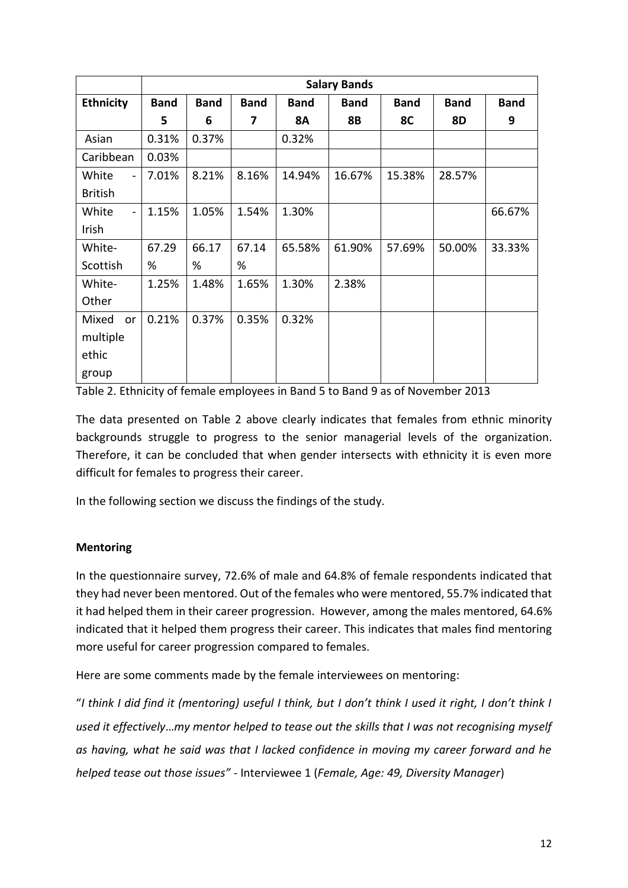| | Salary Bands | | | | | | | |
|---|---|---|---|---|---|---|---|---|
| **Ethnicity** | **Band 5** | **Band 6** | **Band 7** | **Band 8A** | **Band 8B** | **Band 8C** | **Band 8D** | **Band 9** |
| Asian | 0.31% | 0.37% | | 0.32% | | | | |
| Caribbean | 0.03% | | | | | | | |
| White - British | 7.01% | 8.21% | 8.16% | 14.94% | 16.67% | 15.38% | 28.57% | |
| White - Irish | 1.15% | 1.05% | 1.54% | 1.30% | | | | 66.67% |
| White-Scottish | 67.29% | 66.17% | 67.14% | 65.58% | 61.90% | 57.69% | 50.00% | 33.33% |
| White-Other | 1.25% | 1.48% | 1.65% | 1.30% | 2.38% | | | |
| Mixed or multiple ethic group | 0.21% | 0.37% | 0.35% | 0.32% | | | | |

Table 2. Ethnicity of female employees in Band 5 to Band 9 as of November 2013

The data presented on Table 2 above clearly indicates that females from ethnic minority backgrounds struggle to progress to the senior managerial levels of the organization. Therefore, it can be concluded that when gender intersects with ethnicity it is even more difficult for females to progress their career.

In the following section we discuss the findings of the study.

**Mentoring**

In the questionnaire survey, 72.6% of male and 64.8% of female respondents indicated that they had never been mentored. Out of the females who were mentored, 55.7% indicated that it had helped them in their career progression. However, among the males mentored, 64.6% indicated that it helped them progress their career. This indicates that males find mentoring more useful for career progression compared to females.

Here are some comments made by the female interviewees on mentoring:

"*I think I did find it (mentoring) useful I think, but I don't think I used it right, I don't think I used it effectively…my mentor helped to tease out the skills that I was not recognising myself as having, what he said was that I lacked confidence in moving my career forward and he helped tease out those issues"* - Interviewee 1 (*Female, Age: 49, Diversity Manager*)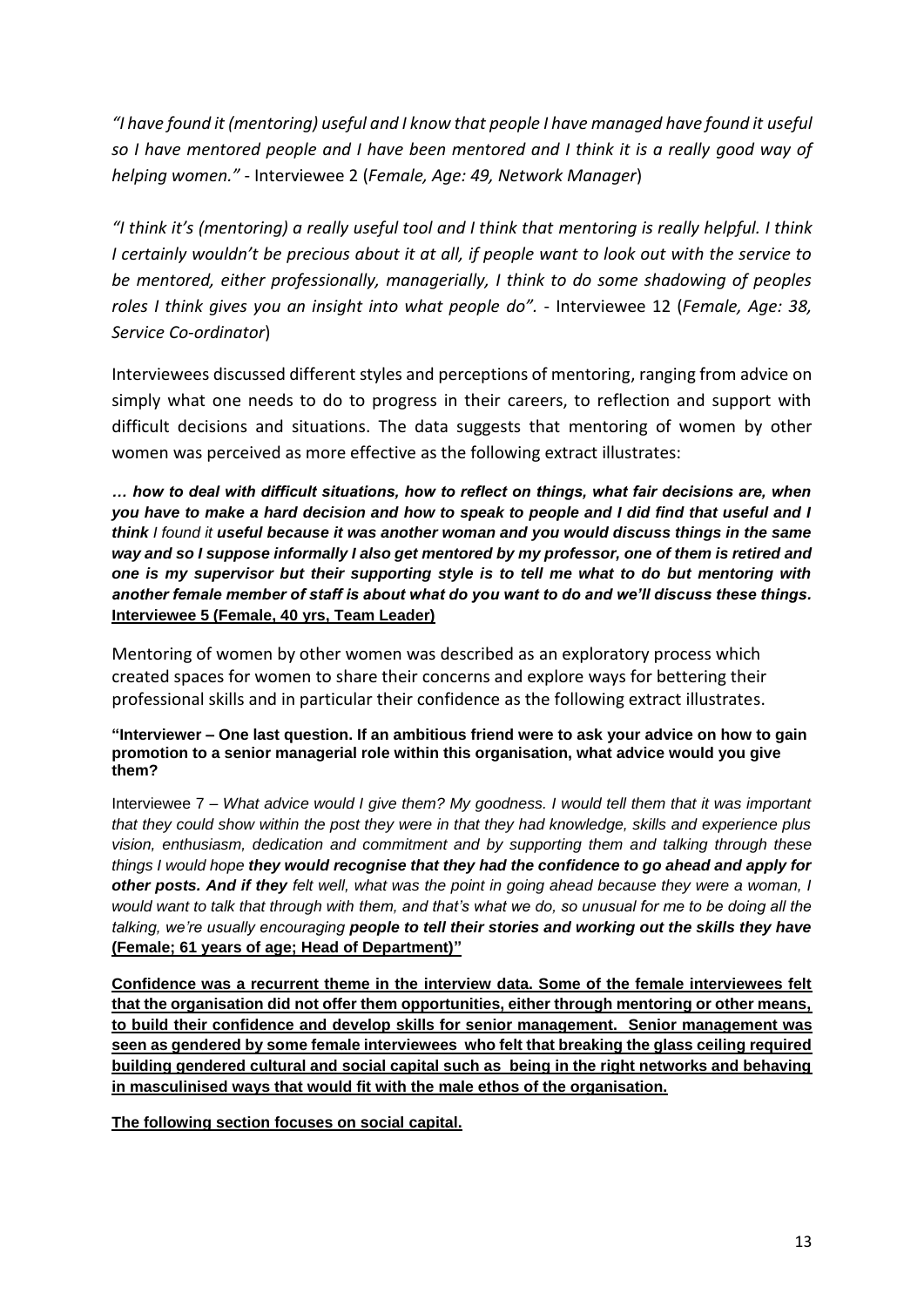*"I have found it (mentoring) useful and I know that people I have managed have found it useful so I have mentored people and I have been mentored and I think it is a really good way of helping women."* - Interviewee 2 (*Female, Age: 49, Network Manager*)

*"I think it's (mentoring) a really useful tool and I think that mentoring is really helpful. I think I certainly wouldn't be precious about it at all, if people want to look out with the service to be mentored, either professionally, managerially, I think to do some shadowing of peoples roles I think gives you an insight into what people do".* - Interviewee 12 (*Female, Age: 38, Service Co-ordinator*)

Interviewees discussed different styles and perceptions of mentoring, ranging from advice on simply what one needs to do to progress in their careers, to reflection and support with difficult decisions and situations. The data suggests that mentoring of women by other women was perceived as more effective as the following extract illustrates:

***… how to deal with difficult situations, how to reflect on things, what fair decisions are, when you have to make a hard decision and how to speak to people and I did find that useful and I think** I found it **useful because it was another woman and you would discuss things in the same way and so I suppose informally I also get mentored by my professor, one of them is retired and one is my supervisor but their supporting style is to tell me what to do but mentoring with another female member of staff is about what do you want to do and we'll discuss these things.*** **Interviewee 5 (Female, 40 yrs, Team Leader)**

Mentoring of women by other women was described as an exploratory process which created spaces for women to share their concerns and explore ways for bettering their professional skills and in particular their confidence as the following extract illustrates.

**"Interviewer – One last question. If an ambitious friend were to ask your advice on how to gain promotion to a senior managerial role within this organisation, what advice would you give them?**

Interviewee 7 – *What advice would I give them? My goodness. I would tell them that it was important that they could show within the post they were in that they had knowledge, skills and experience plus vision, enthusiasm, dedication and commitment and by supporting them and talking through these things I would hope **they would recognise that they had the confidence to go ahead and apply for other posts. And if they** felt well, what was the point in going ahead because they were a woman, I would want to talk that through with them, and that's what we do, so unusual for me to be doing all the talking, we're usually encouraging **people to tell their stories and working out the skills they have*** **(Female; 61 years of age; Head of Department)"**

**Confidence was a recurrent theme in the interview data. Some of the female interviewees felt that the organisation did not offer them opportunities, either through mentoring or other means, to build their confidence and develop skills for senior management. Senior management was seen as gendered by some female interviewees who felt that breaking the glass ceiling required building gendered cultural and social capital such as being in the right networks and behaving in masculinised ways that would fit with the male ethos of the organisation.**

**The following section focuses on social capital.**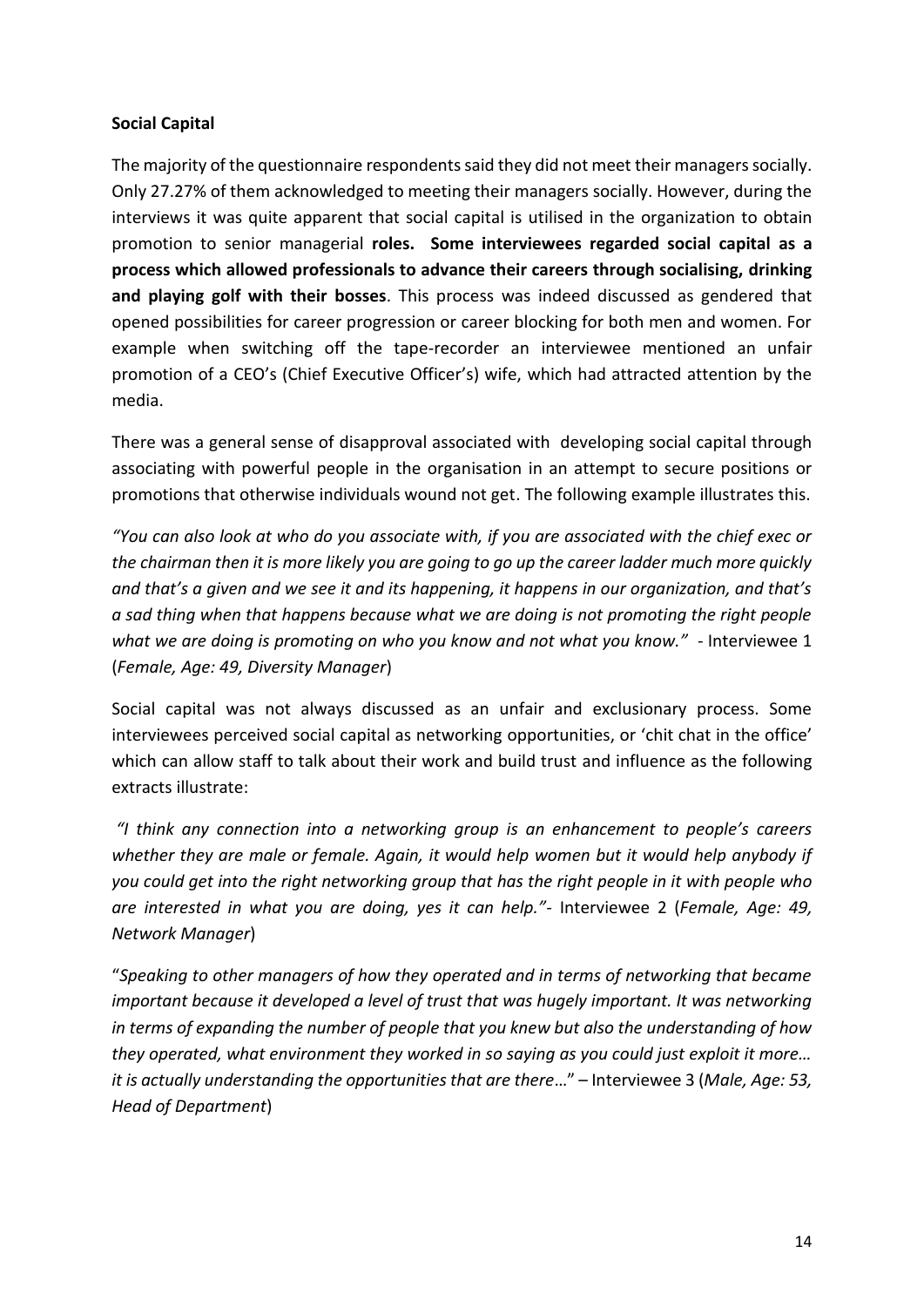**Social Capital**

The majority of the questionnaire respondents said they did not meet their managers socially. Only 27.27% of them acknowledged to meeting their managers socially. However, during the interviews it was quite apparent that social capital is utilised in the organization to obtain promotion to senior managerial **roles. Some interviewees regarded social capital as a process which allowed professionals to advance their careers through socialising, drinking and playing golf with their bosses**. This process was indeed discussed as gendered that opened possibilities for career progression or career blocking for both men and women. For example when switching off the tape-recorder an interviewee mentioned an unfair promotion of a CEO's (Chief Executive Officer's) wife, which had attracted attention by the media.

There was a general sense of disapproval associated with developing social capital through associating with powerful people in the organisation in an attempt to secure positions or promotions that otherwise individuals wound not get. The following example illustrates this.

*"You can also look at who do you associate with, if you are associated with the chief exec or the chairman then it is more likely you are going to go up the career ladder much more quickly and that's a given and we see it and its happening, it happens in our organization, and that's a sad thing when that happens because what we are doing is not promoting the right people what we are doing is promoting on who you know and not what you know."* - Interviewee 1 (*Female, Age: 49, Diversity Manager*)

Social capital was not always discussed as an unfair and exclusionary process. Some interviewees perceived social capital as networking opportunities, or 'chit chat in the office' which can allow staff to talk about their work and build trust and influence as the following extracts illustrate:

*"I think any connection into a networking group is an enhancement to people's careers whether they are male or female. Again, it would help women but it would help anybody if you could get into the right networking group that has the right people in it with people who are interested in what you are doing, yes it can help."*- Interviewee 2 (*Female, Age: 49, Network Manager*)

"*Speaking to other managers of how they operated and in terms of networking that became important because it developed a level of trust that was hugely important. It was networking in terms of expanding the number of people that you knew but also the understanding of how they operated, what environment they worked in so saying as you could just exploit it more… it is actually understanding the opportunities that are there*…" – Interviewee 3 (*Male, Age: 53, Head of Department*)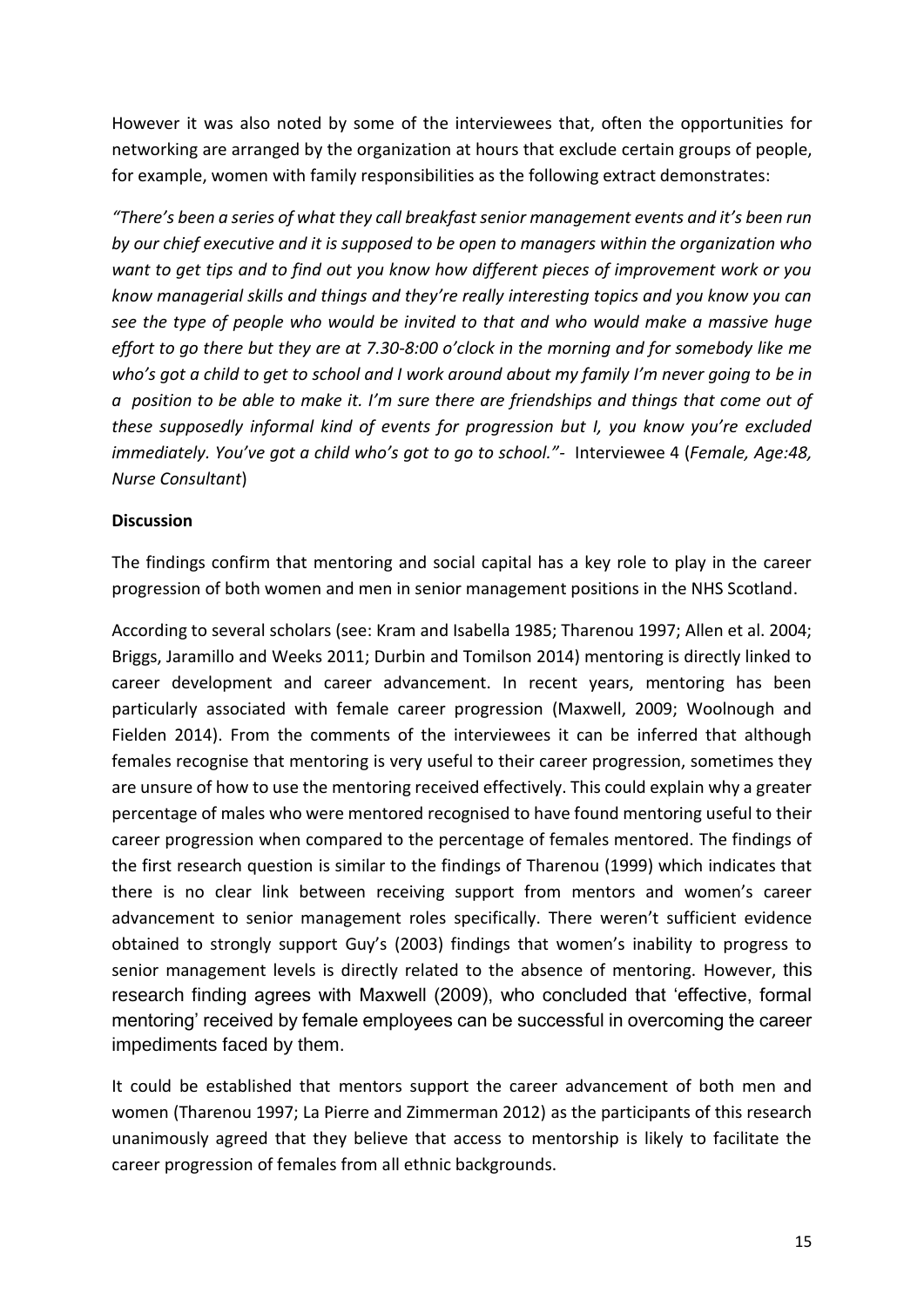However it was also noted by some of the interviewees that, often the opportunities for networking are arranged by the organization at hours that exclude certain groups of people, for example, women with family responsibilities as the following extract demonstrates:

*"There's been a series of what they call breakfast senior management events and it's been run by our chief executive and it is supposed to be open to managers within the organization who want to get tips and to find out you know how different pieces of improvement work or you know managerial skills and things and they're really interesting topics and you know you can see the type of people who would be invited to that and who would make a massive huge effort to go there but they are at 7.30-8:00 o'clock in the morning and for somebody like me who's got a child to get to school and I work around about my family I'm never going to be in a position to be able to make it. I'm sure there are friendships and things that come out of these supposedly informal kind of events for progression but I, you know you're excluded immediately. You've got a child who's got to go to school."*- Interviewee 4 (*Female, Age:48, Nurse Consultant*)

**Discussion**

The findings confirm that mentoring and social capital has a key role to play in the career progression of both women and men in senior management positions in the NHS Scotland.

According to several scholars (see: Kram and Isabella 1985; Tharenou 1997; Allen et al. 2004; Briggs, Jaramillo and Weeks 2011; Durbin and Tomilson 2014) mentoring is directly linked to career development and career advancement. In recent years, mentoring has been particularly associated with female career progression (Maxwell, 2009; Woolnough and Fielden 2014). From the comments of the interviewees it can be inferred that although females recognise that mentoring is very useful to their career progression, sometimes they are unsure of how to use the mentoring received effectively. This could explain why a greater percentage of males who were mentored recognised to have found mentoring useful to their career progression when compared to the percentage of females mentored. The findings of the first research question is similar to the findings of Tharenou (1999) which indicates that there is no clear link between receiving support from mentors and women's career advancement to senior management roles specifically. There weren't sufficient evidence obtained to strongly support Guy's (2003) findings that women's inability to progress to senior management levels is directly related to the absence of mentoring. However, this research finding agrees with Maxwell (2009), who concluded that 'effective, formal mentoring' received by female employees can be successful in overcoming the career impediments faced by them.

It could be established that mentors support the career advancement of both men and women (Tharenou 1997; La Pierre and Zimmerman 2012) as the participants of this research unanimously agreed that they believe that access to mentorship is likely to facilitate the career progression of females from all ethnic backgrounds.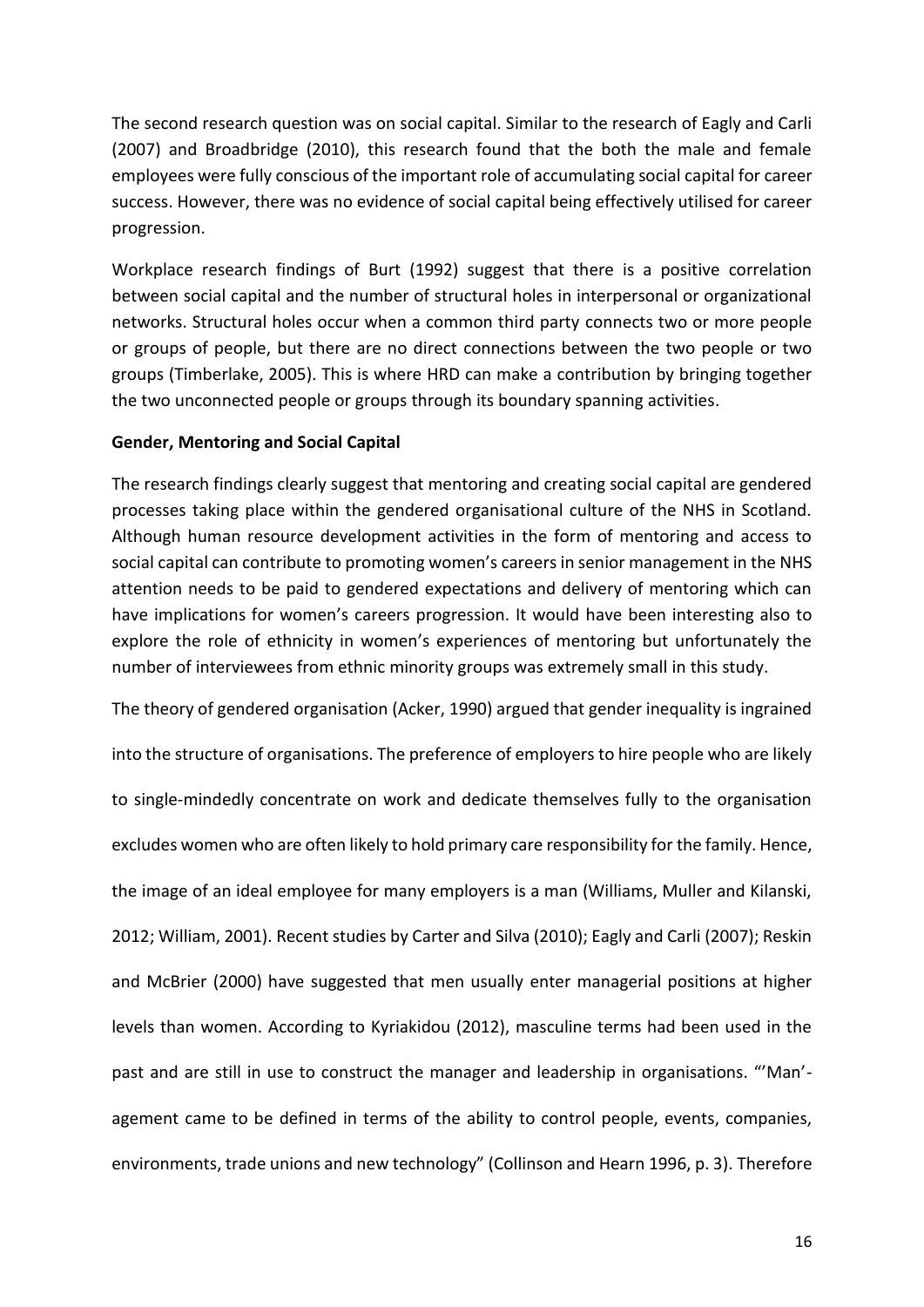The second research question was on social capital. Similar to the research of Eagly and Carli (2007) and Broadbridge (2010), this research found that the both the male and female employees were fully conscious of the important role of accumulating social capital for career success. However, there was no evidence of social capital being effectively utilised for career progression.

Workplace research findings of Burt (1992) suggest that there is a positive correlation between social capital and the number of structural holes in interpersonal or organizational networks. Structural holes occur when a common third party connects two or more people or groups of people, but there are no direct connections between the two people or two groups (Timberlake, 2005). This is where HRD can make a contribution by bringing together the two unconnected people or groups through its boundary spanning activities.

**Gender, Mentoring and Social Capital**

The research findings clearly suggest that mentoring and creating social capital are gendered processes taking place within the gendered organisational culture of the NHS in Scotland. Although human resource development activities in the form of mentoring and access to social capital can contribute to promoting women's careers in senior management in the NHS attention needs to be paid to gendered expectations and delivery of mentoring which can have implications for women's careers progression. It would have been interesting also to explore the role of ethnicity in women's experiences of mentoring but unfortunately the number of interviewees from ethnic minority groups was extremely small in this study.

The theory of gendered organisation (Acker, 1990) argued that gender inequality is ingrained into the structure of organisations. The preference of employers to hire people who are likely to single-mindedly concentrate on work and dedicate themselves fully to the organisation excludes women who are often likely to hold primary care responsibility for the family. Hence, the image of an ideal employee for many employers is a man (Williams, Muller and Kilanski, 2012; William, 2001). Recent studies by Carter and Silva (2010); Eagly and Carli (2007); Reskin and McBrier (2000) have suggested that men usually enter managerial positions at higher levels than women. According to Kyriakidou (2012), masculine terms had been used in the past and are still in use to construct the manager and leadership in organisations. "'Man'-agement came to be defined in terms of the ability to control people, events, companies, environments, trade unions and new technology" (Collinson and Hearn 1996, p. 3). Therefore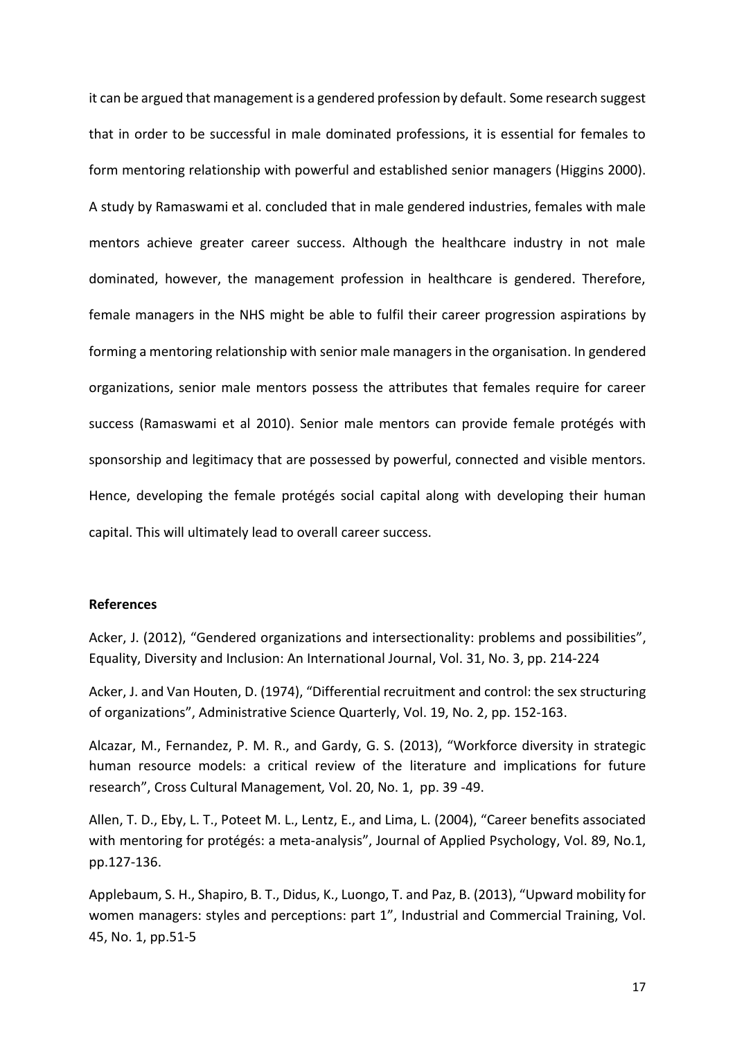it can be argued that management is a gendered profession by default. Some research suggest that in order to be successful in male dominated professions, it is essential for females to form mentoring relationship with powerful and established senior managers (Higgins 2000). A study by Ramaswami et al. concluded that in male gendered industries, females with male mentors achieve greater career success. Although the healthcare industry in not male dominated, however, the management profession in healthcare is gendered. Therefore, female managers in the NHS might be able to fulfil their career progression aspirations by forming a mentoring relationship with senior male managers in the organisation. In gendered organizations, senior male mentors possess the attributes that females require for career success (Ramaswami et al 2010). Senior male mentors can provide female protégés with sponsorship and legitimacy that are possessed by powerful, connected and visible mentors. Hence, developing the female protégés social capital along with developing their human capital. This will ultimately lead to overall career success.

**References**

Acker, J. (2012), "Gendered organizations and intersectionality: problems and possibilities", Equality, Diversity and Inclusion: An International Journal, Vol. 31, No. 3, pp. 214-224

Acker, J. and Van Houten, D. (1974), "Differential recruitment and control: the sex structuring of organizations", Administrative Science Quarterly, Vol. 19, No. 2, pp. 152-163.

Alcazar, M., Fernandez, P. M. R., and Gardy, G. S. (2013), "Workforce diversity in strategic human resource models: a critical review of the literature and implications for future research", Cross Cultural Management*,* Vol. 20, No. 1, pp. 39 -49.

Allen, T. D., Eby, L. T., Poteet M. L., Lentz, E., and Lima, L. (2004), "Career benefits associated with mentoring for protégés: a meta-analysis", Journal of Applied Psychology, Vol. 89, No.1, pp.127-136.

Applebaum, S. H., Shapiro, B. T., Didus, K., Luongo, T. and Paz, B. (2013), "Upward mobility for women managers: styles and perceptions: part 1", Industrial and Commercial Training, Vol. 45, No. 1, pp.51-5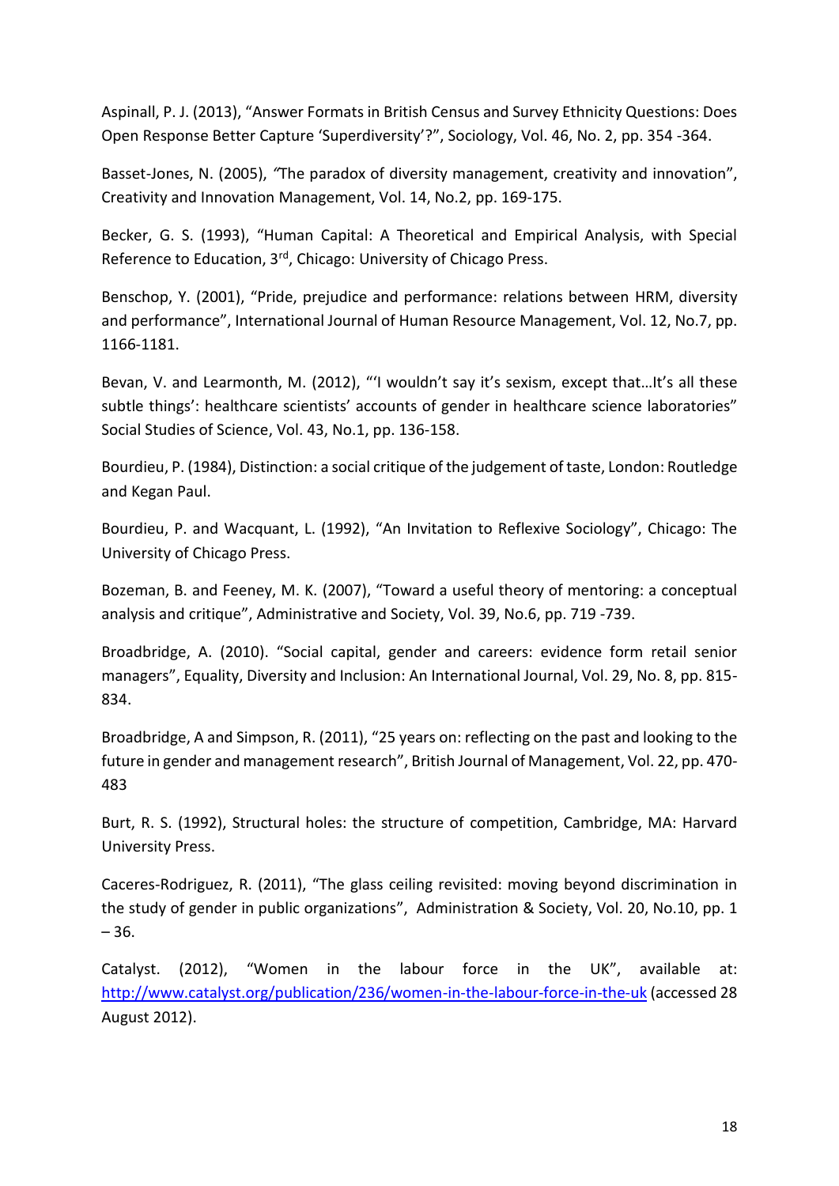Aspinall, P. J. (2013), "Answer Formats in British Census and Survey Ethnicity Questions: Does Open Response Better Capture 'Superdiversity'?", Sociology, Vol. 46, No. 2, pp. 354 -364.

Basset-Jones, N. (2005), "The paradox of diversity management, creativity and innovation", Creativity and Innovation Management, Vol. 14, No.2, pp. 169-175.

Becker, G. S. (1993), "Human Capital: A Theoretical and Empirical Analysis, with Special Reference to Education, 3rd, Chicago: University of Chicago Press.

Benschop, Y. (2001), "Pride, prejudice and performance: relations between HRM, diversity and performance", International Journal of Human Resource Management, Vol. 12, No.7, pp. 1166-1181.

Bevan, V. and Learmonth, M. (2012), "'I wouldn't say it's sexism, except that…It's all these subtle things': healthcare scientists' accounts of gender in healthcare science laboratories" Social Studies of Science, Vol. 43, No.1, pp. 136-158.

Bourdieu, P. (1984), Distinction: a social critique of the judgement of taste, London: Routledge and Kegan Paul.

Bourdieu, P. and Wacquant, L. (1992), "An Invitation to Reflexive Sociology", Chicago: The University of Chicago Press.

Bozeman, B. and Feeney, M. K. (2007), "Toward a useful theory of mentoring: a conceptual analysis and critique", Administrative and Society, Vol. 39, No.6, pp. 719 -739.

Broadbridge, A. (2010). "Social capital, gender and careers: evidence form retail senior managers", Equality, Diversity and Inclusion: An International Journal, Vol. 29, No. 8, pp. 815-834.

Broadbridge, A and Simpson, R. (2011), "25 years on: reflecting on the past and looking to the future in gender and management research", British Journal of Management, Vol. 22, pp. 470-483

Burt, R. S. (1992), Structural holes: the structure of competition, Cambridge, MA: Harvard University Press.

Caceres-Rodriguez, R. (2011), "The glass ceiling revisited: moving beyond discrimination in the study of gender in public organizations", Administration & Society, Vol. 20, No.10, pp. 1 – 36.

Catalyst. (2012), "Women in the labour force in the UK", available at: http://www.catalyst.org/publication/236/women-in-the-labour-force-in-the-uk (accessed 28 August 2012).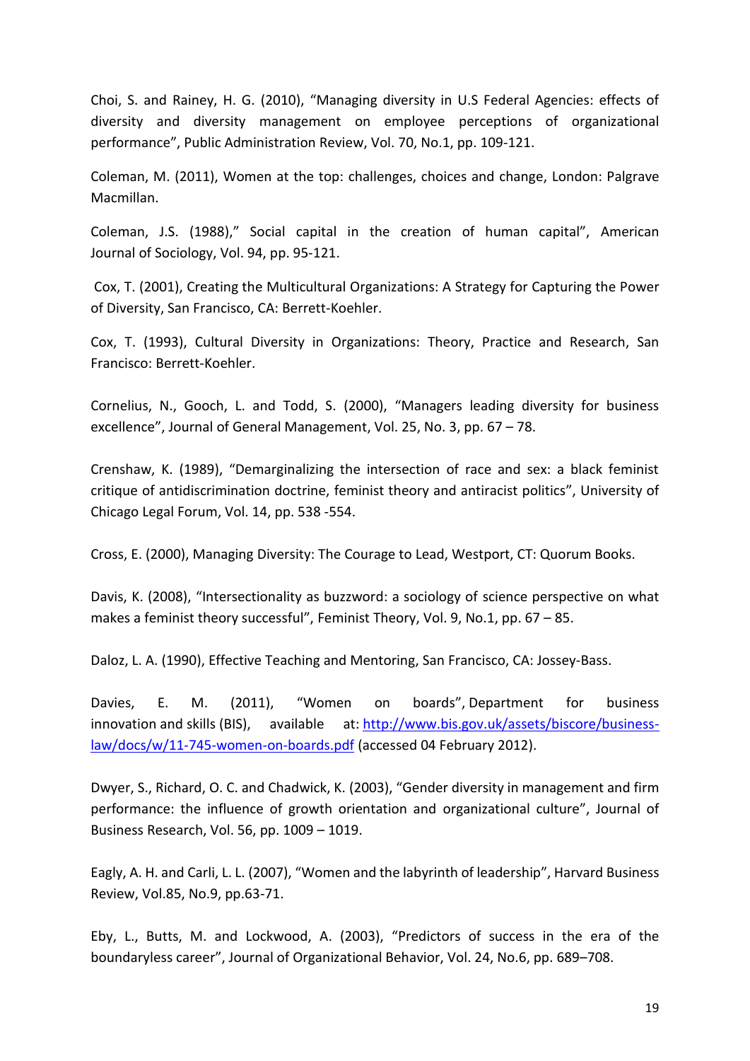Choi, S. and Rainey, H. G. (2010), "Managing diversity in U.S Federal Agencies: effects of diversity and diversity management on employee perceptions of organizational performance", Public Administration Review, Vol. 70, No.1, pp. 109-121.

Coleman, M. (2011), Women at the top: challenges, choices and change, London: Palgrave Macmillan.

Coleman, J.S. (1988)," Social capital in the creation of human capital", American Journal of Sociology, Vol. 94, pp. 95-121.

Cox, T. (2001), Creating the Multicultural Organizations: A Strategy for Capturing the Power of Diversity, San Francisco, CA: Berrett-Koehler.

Cox, T. (1993), Cultural Diversity in Organizations: Theory, Practice and Research, San Francisco: Berrett-Koehler.

Cornelius, N., Gooch, L. and Todd, S. (2000), "Managers leading diversity for business excellence", Journal of General Management, Vol. 25, No. 3, pp. 67 – 78.

Crenshaw, K. (1989), "Demarginalizing the intersection of race and sex: a black feminist critique of antidiscrimination doctrine, feminist theory and antiracist politics", University of Chicago Legal Forum, Vol. 14, pp. 538 -554.

Cross, E. (2000), Managing Diversity: The Courage to Lead, Westport, CT: Quorum Books.

Davis, K. (2008), "Intersectionality as buzzword: a sociology of science perspective on what makes a feminist theory successful", Feminist Theory, Vol. 9, No.1, pp. 67 – 85.

Daloz, L. A. (1990), Effective Teaching and Mentoring, San Francisco, CA: Jossey-Bass.

Davies, E. M. (2011), "Women on boards", Department for business innovation and skills (BIS), available at: http://www.bis.gov.uk/assets/biscore/business-law/docs/w/11-745-women-on-boards.pdf (accessed 04 February 2012).

Dwyer, S., Richard, O. C. and Chadwick, K. (2003), "Gender diversity in management and firm performance: the influence of growth orientation and organizational culture", Journal of Business Research, Vol. 56, pp. 1009 – 1019.

Eagly, A. H. and Carli, L. L. (2007), "Women and the labyrinth of leadership", Harvard Business Review, Vol.85, No.9, pp.63-71.

Eby, L., Butts, M. and Lockwood, A. (2003), "Predictors of success in the era of the boundaryless career", Journal of Organizational Behavior, Vol. 24, No.6, pp. 689–708.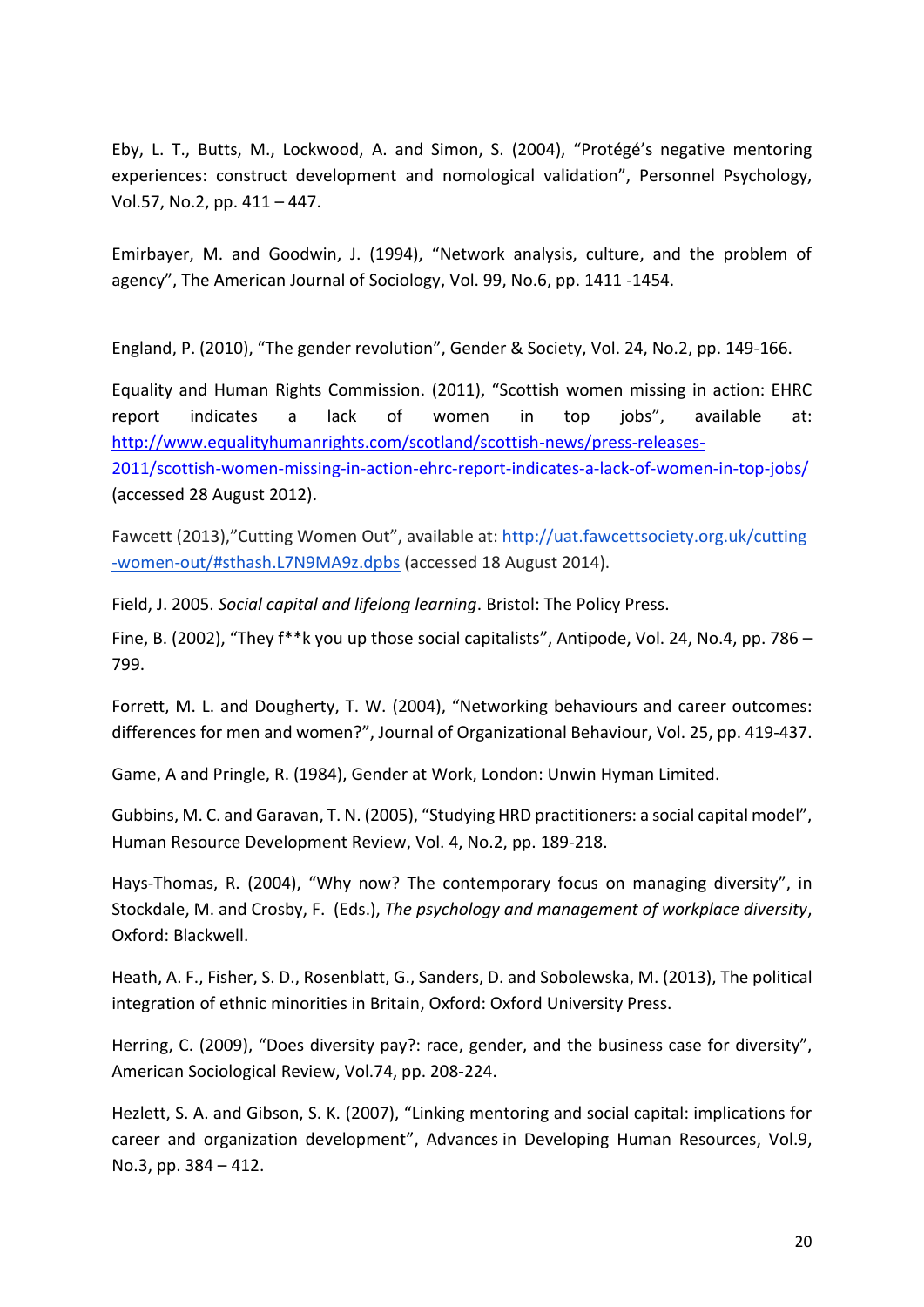Eby, L. T., Butts, M., Lockwood, A. and Simon, S. (2004), "Protégé's negative mentoring experiences: construct development and nomological validation", Personnel Psychology, Vol.57, No.2, pp. 411 – 447.

Emirbayer, M. and Goodwin, J. (1994), "Network analysis, culture, and the problem of agency", The American Journal of Sociology, Vol. 99, No.6, pp. 1411 -1454.

England, P. (2010), "The gender revolution", Gender & Society, Vol. 24, No.2, pp. 149-166.

Equality and Human Rights Commission. (2011), "Scottish women missing in action: EHRC report indicates a lack of women in top jobs", available at: [http://www.equalityhumanrights.com/scotland/scottish-news/press-releases-2011/scottish-women-missing-in-action-ehrc-report-indicates-a-lack-of-women-in-top-jobs/](http://www.equalityhumanrights.com/scotland/scottish-news/press-releases-2011/scottish-women-missing-in-action-ehrc-report-indicates-a-lack-of-women-in-top-jobs/) (accessed 28 August 2012).

Fawcett (2013),"Cutting Women Out", available at: [http://uat.fawcettsociety.org.uk/cutting-women-out/#sthash.L7N9MA9z.dpbs](http://uat.fawcettsociety.org.uk/cutting-women-out/#sthash.L7N9MA9z.dpbs) (accessed 18 August 2014).

Field, J. 2005. *Social capital and lifelong learning*. Bristol: The Policy Press.

Fine, B. (2002), "They f**k you up those social capitalists", Antipode, Vol. 24, No.4, pp. 786 – 799.

Forrett, M. L. and Dougherty, T. W. (2004), "Networking behaviours and career outcomes: differences for men and women?", Journal of Organizational Behaviour, Vol. 25, pp. 419-437.

Game, A and Pringle, R. (1984), Gender at Work, London: Unwin Hyman Limited.

Gubbins, M. C. and Garavan, T. N. (2005), "Studying HRD practitioners: a social capital model", Human Resource Development Review, Vol. 4, No.2, pp. 189-218.

Hays-Thomas, R. (2004), "Why now? The contemporary focus on managing diversity", in Stockdale, M. and Crosby, F. (Eds.), *The psychology and management of workplace diversity*, Oxford: Blackwell.

Heath, A. F., Fisher, S. D., Rosenblatt, G., Sanders, D. and Sobolewska, M. (2013), The political integration of ethnic minorities in Britain, Oxford: Oxford University Press.

Herring, C. (2009), "Does diversity pay?: race, gender, and the business case for diversity", American Sociological Review, Vol.74, pp. 208-224.

Hezlett, S. A. and Gibson, S. K. (2007), "Linking mentoring and social capital: implications for career and organization development", Advances in Developing Human Resources, Vol.9, No.3, pp. 384 – 412.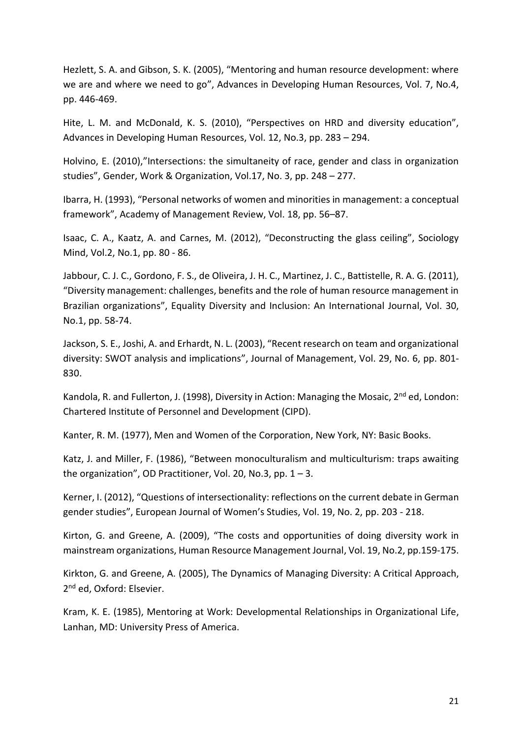Hezlett, S. A. and Gibson, S. K. (2005), “Mentoring and human resource development: where we are and where we need to go”, Advances in Developing Human Resources, Vol. 7, No.4, pp. 446-469.

Hite, L. M. and McDonald, K. S. (2010), “Perspectives on HRD and diversity education”, Advances in Developing Human Resources, Vol. 12, No.3, pp. 283 – 294.

Holvino, E. (2010),”Intersections: the simultaneity of race, gender and class in organization studies”, Gender, Work & Organization, Vol.17, No. 3, pp. 248 – 277.

Ibarra, H. (1993), “Personal networks of women and minorities in management: a conceptual framework”, Academy of Management Review, Vol. 18, pp. 56–87.

Isaac, C. A., Kaatz, A. and Carnes, M. (2012), “Deconstructing the glass ceiling”, Sociology Mind, Vol.2, No.1, pp. 80 - 86.

Jabbour, C. J. C., Gordono, F. S., de Oliveira, J. H. C., Martinez, J. C., Battistelle, R. A. G. (2011), “Diversity management: challenges, benefits and the role of human resource management in Brazilian organizations”, Equality Diversity and Inclusion: An International Journal, Vol. 30, No.1, pp. 58-74.

Jackson, S. E., Joshi, A. and Erhardt, N. L. (2003), “Recent research on team and organizational diversity: SWOT analysis and implications”, Journal of Management, Vol. 29, No. 6, pp. 801-830.

Kandola, R. and Fullerton, J. (1998), Diversity in Action: Managing the Mosaic, 2nd ed, London: Chartered Institute of Personnel and Development (CIPD).

Kanter, R. M. (1977), Men and Women of the Corporation, New York, NY: Basic Books.

Katz, J. and Miller, F. (1986), “Between monoculturalism and multiculturism: traps awaiting the organization”, OD Practitioner, Vol. 20, No.3, pp. 1 – 3.

Kerner, I. (2012), “Questions of intersectionality: reflections on the current debate in German gender studies”, European Journal of Women’s Studies, Vol. 19, No. 2, pp. 203 - 218.

Kirton, G. and Greene, A. (2009), “The costs and opportunities of doing diversity work in mainstream organizations, Human Resource Management Journal, Vol. 19, No.2, pp.159-175.

Kirkton, G. and Greene, A. (2005), The Dynamics of Managing Diversity: A Critical Approach, 2nd ed, Oxford: Elsevier.

Kram, K. E. (1985), Mentoring at Work: Developmental Relationships in Organizational Life, Lanhan, MD: University Press of America.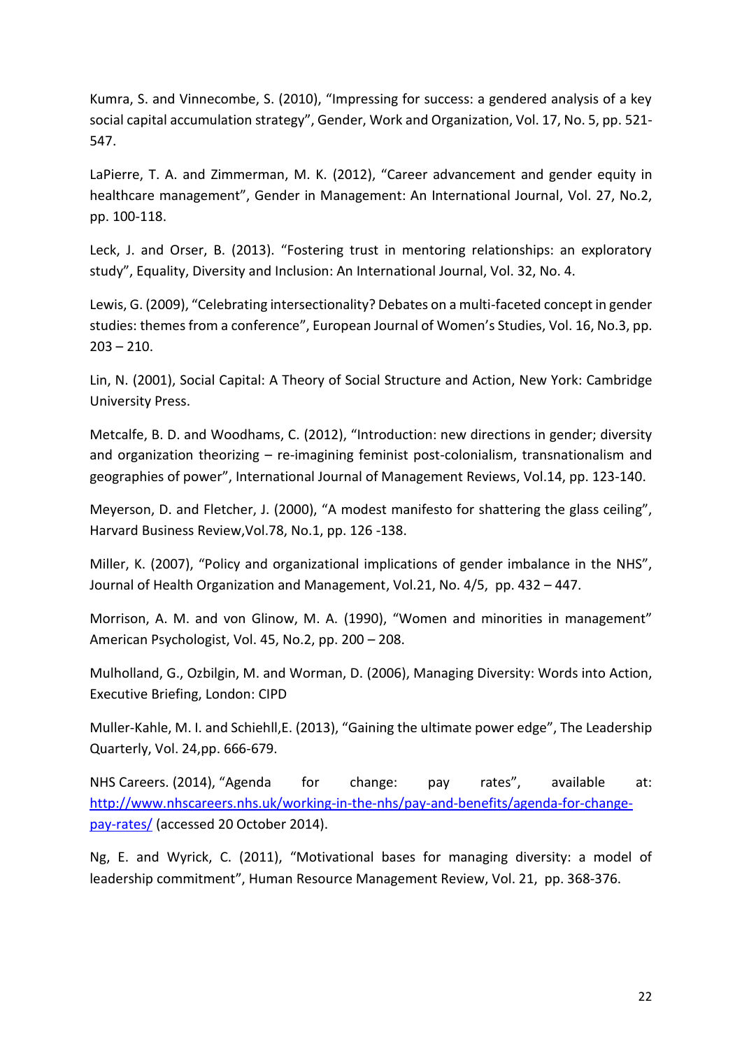Kumra, S. and Vinnecombe, S. (2010), "Impressing for success: a gendered analysis of a key social capital accumulation strategy", Gender, Work and Organization, Vol. 17, No. 5, pp. 521-547.

LaPierre, T. A. and Zimmerman, M. K. (2012), "Career advancement and gender equity in healthcare management", Gender in Management: An International Journal, Vol. 27, No.2, pp. 100-118.

Leck, J. and Orser, B. (2013). "Fostering trust in mentoring relationships: an exploratory study", Equality, Diversity and Inclusion: An International Journal, Vol. 32, No. 4.

Lewis, G. (2009), "Celebrating intersectionality? Debates on a multi-faceted concept in gender studies: themes from a conference", European Journal of Women's Studies, Vol. 16, No.3, pp. 203 – 210.

Lin, N. (2001), Social Capital: A Theory of Social Structure and Action, New York: Cambridge University Press.

Metcalfe, B. D. and Woodhams, C. (2012), "Introduction: new directions in gender; diversity and organization theorizing – re-imagining feminist post-colonialism, transnationalism and geographies of power", International Journal of Management Reviews, Vol.14, pp. 123-140.

Meyerson, D. and Fletcher, J. (2000), "A modest manifesto for shattering the glass ceiling", Harvard Business Review,Vol.78, No.1, pp. 126 -138.

Miller, K. (2007), "Policy and organizational implications of gender imbalance in the NHS", Journal of Health Organization and Management, Vol.21, No. 4/5, pp. 432 – 447.

Morrison, A. M. and von Glinow, M. A. (1990), "Women and minorities in management" American Psychologist, Vol. 45, No.2, pp. 200 – 208.

Mulholland, G., Ozbilgin, M. and Worman, D. (2006), Managing Diversity: Words into Action, Executive Briefing, London: CIPD

Muller-Kahle, M. I. and Schiehll,E. (2013), "Gaining the ultimate power edge", The Leadership Quarterly, Vol. 24,pp. 666-679.

NHS Careers. (2014), "Agenda for change: pay rates", available at: http://www.nhscareers.nhs.uk/working-in-the-nhs/pay-and-benefits/agenda-for-change-pay-rates/ (accessed 20 October 2014).

Ng, E. and Wyrick, C. (2011), "Motivational bases for managing diversity: a model of leadership commitment", Human Resource Management Review, Vol. 21, pp. 368-376.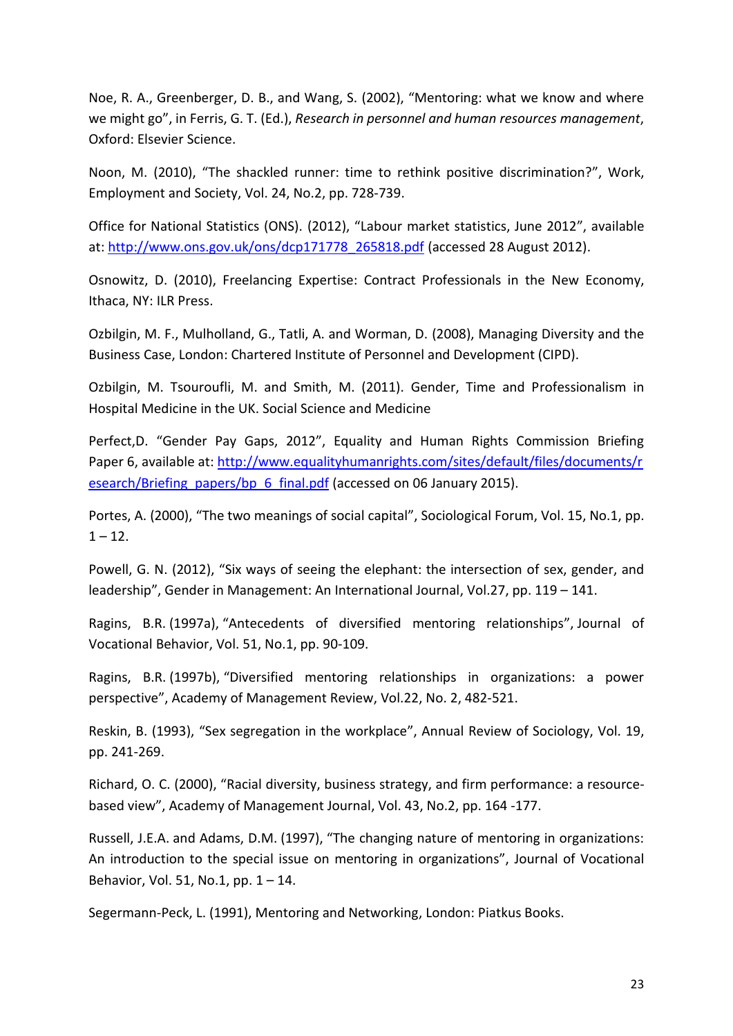Noe, R. A., Greenberger, D. B., and Wang, S. (2002), "Mentoring: what we know and where we might go", in Ferris, G. T. (Ed.), *Research in personnel and human resources management*, Oxford: Elsevier Science.

Noon, M. (2010), "The shackled runner: time to rethink positive discrimination?", Work, Employment and Society, Vol. 24, No.2, pp. 728-739.

Office for National Statistics (ONS). (2012), "Labour market statistics, June 2012", available at: http://www.ons.gov.uk/ons/dcp171778_265818.pdf (accessed 28 August 2012).

Osnowitz, D. (2010), Freelancing Expertise: Contract Professionals in the New Economy, Ithaca, NY: ILR Press.

Ozbilgin, M. F., Mulholland, G., Tatli, A. and Worman, D. (2008), Managing Diversity and the Business Case, London: Chartered Institute of Personnel and Development (CIPD).

Ozbilgin, M. Tsouroufli, M. and Smith, M. (2011). Gender, Time and Professionalism in Hospital Medicine in the UK. Social Science and Medicine

Perfect,D. "Gender Pay Gaps, 2012", Equality and Human Rights Commission Briefing Paper 6, available at: http://www.equalityhumanrights.com/sites/default/files/documents/research/Briefing_papers/bp_6_final.pdf (accessed on 06 January 2015).

Portes, A. (2000), "The two meanings of social capital", Sociological Forum, Vol. 15, No.1, pp. 1 – 12.

Powell, G. N. (2012), "Six ways of seeing the elephant: the intersection of sex, gender, and leadership", Gender in Management: An International Journal, Vol.27, pp. 119 – 141.

Ragins, B.R. (1997a), "Antecedents of diversified mentoring relationships", Journal of Vocational Behavior, Vol. 51, No.1, pp. 90-109.

Ragins, B.R. (1997b), "Diversified mentoring relationships in organizations: a power perspective", Academy of Management Review, Vol.22, No. 2, 482-521.

Reskin, B. (1993), "Sex segregation in the workplace", Annual Review of Sociology, Vol. 19, pp. 241-269.

Richard, O. C. (2000), "Racial diversity, business strategy, and firm performance: a resource-based view", Academy of Management Journal, Vol. 43, No.2, pp. 164 -177.

Russell, J.E.A. and Adams, D.M. (1997), "The changing nature of mentoring in organizations: An introduction to the special issue on mentoring in organizations", Journal of Vocational Behavior, Vol. 51, No.1, pp. 1 – 14.

Segermann-Peck, L. (1991), Mentoring and Networking, London: Piatkus Books.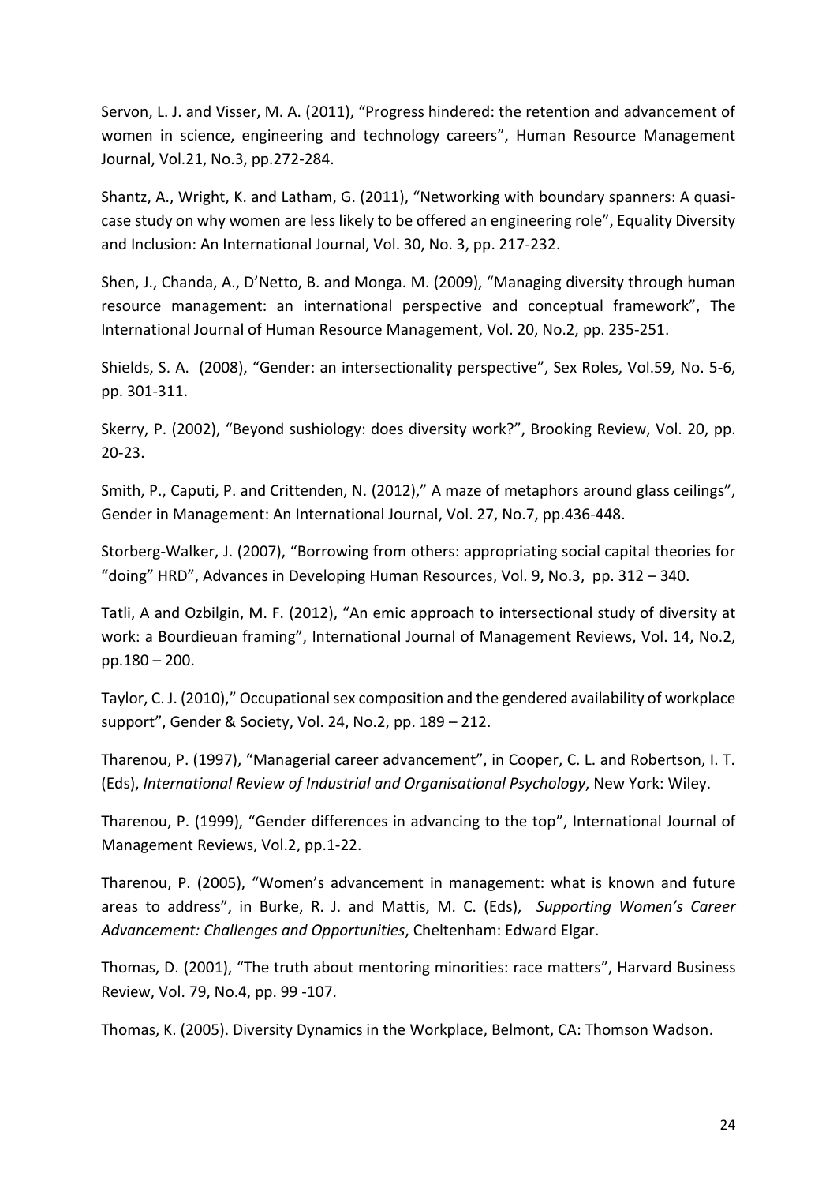Servon, L. J. and Visser, M. A. (2011), "Progress hindered: the retention and advancement of women in science, engineering and technology careers", Human Resource Management Journal, Vol.21, No.3, pp.272-284.

Shantz, A., Wright, K. and Latham, G. (2011), "Networking with boundary spanners: A quasi-case study on why women are less likely to be offered an engineering role", Equality Diversity and Inclusion: An International Journal, Vol. 30, No. 3, pp. 217-232.

Shen, J., Chanda, A., D'Netto, B. and Monga. M. (2009), "Managing diversity through human resource management: an international perspective and conceptual framework", The International Journal of Human Resource Management, Vol. 20, No.2, pp. 235-251.

Shields, S. A. (2008), "Gender: an intersectionality perspective", Sex Roles, Vol.59, No. 5-6, pp. 301-311.

Skerry, P. (2002), "Beyond sushiology: does diversity work?", Brooking Review, Vol. 20, pp. 20-23.

Smith, P., Caputi, P. and Crittenden, N. (2012)," A maze of metaphors around glass ceilings", Gender in Management: An International Journal, Vol. 27, No.7, pp.436-448.

Storberg-Walker, J. (2007), "Borrowing from others: appropriating social capital theories for "doing" HRD", Advances in Developing Human Resources, Vol. 9, No.3, pp. 312 – 340.

Tatli, A and Ozbilgin, M. F. (2012), "An emic approach to intersectional study of diversity at work: a Bourdieuan framing", International Journal of Management Reviews, Vol. 14, No.2, pp.180 – 200.

Taylor, C. J. (2010)," Occupational sex composition and the gendered availability of workplace support", Gender & Society, Vol. 24, No.2, pp. 189 – 212.

Tharenou, P. (1997), "Managerial career advancement", in Cooper, C. L. and Robertson, I. T. (Eds), *International Review of Industrial and Organisational Psychology*, New York: Wiley.

Tharenou, P. (1999), "Gender differences in advancing to the top", International Journal of Management Reviews, Vol.2, pp.1-22.

Tharenou, P. (2005), "Women's advancement in management: what is known and future areas to address", in Burke, R. J. and Mattis, M. C. (Eds), *Supporting Women's Career Advancement: Challenges and Opportunities*, Cheltenham: Edward Elgar.

Thomas, D. (2001), "The truth about mentoring minorities: race matters", Harvard Business Review, Vol. 79, No.4, pp. 99 -107.

Thomas, K. (2005). Diversity Dynamics in the Workplace, Belmont, CA: Thomson Wadson.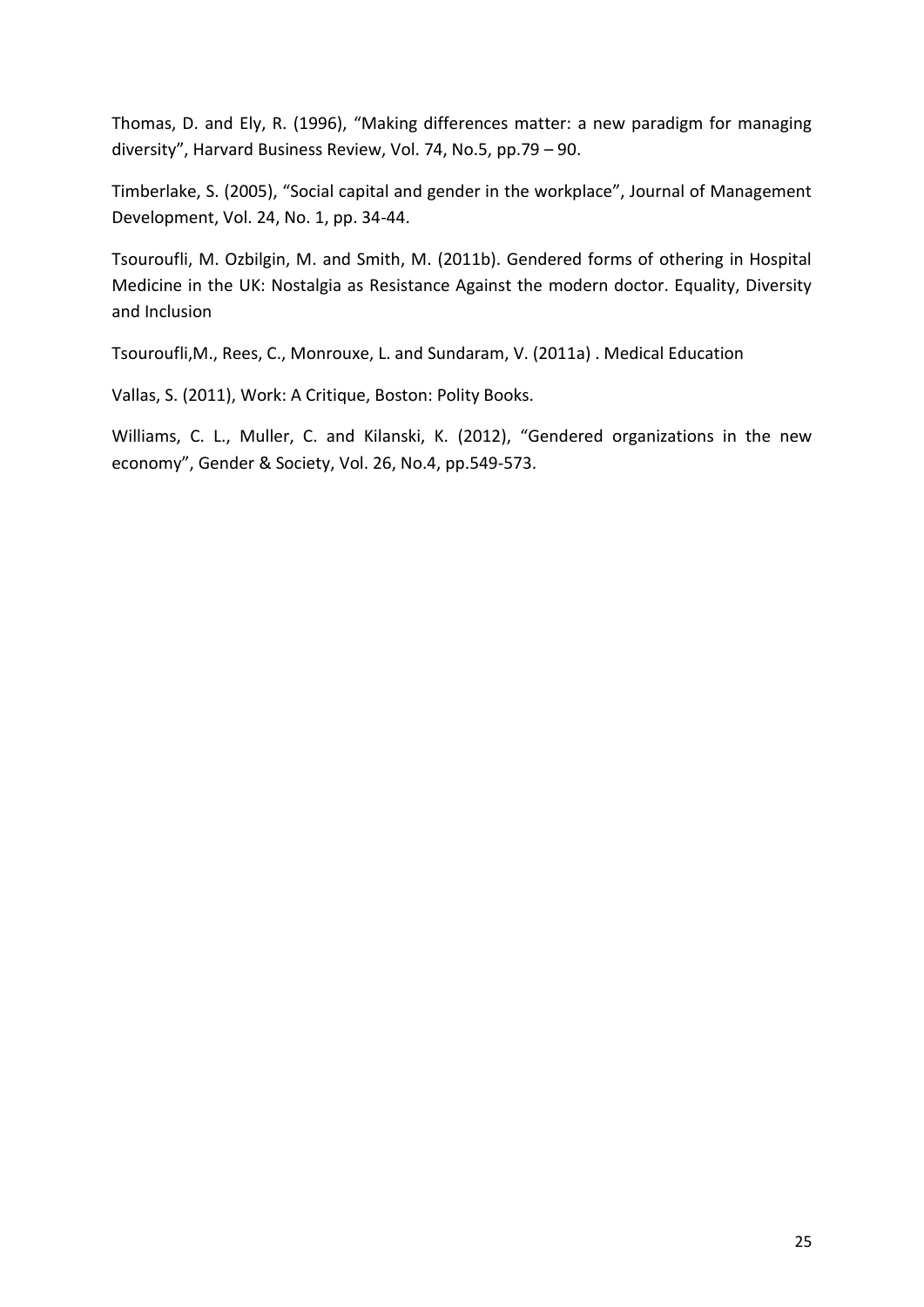Thomas, D. and Ely, R. (1996), "Making differences matter: a new paradigm for managing diversity", Harvard Business Review, Vol. 74, No.5, pp.79 – 90.

Timberlake, S. (2005), "Social capital and gender in the workplace", Journal of Management Development, Vol. 24, No. 1, pp. 34-44.

Tsouroufli, M. Ozbilgin, M. and Smith, M. (2011b). Gendered forms of othering in Hospital Medicine in the UK: Nostalgia as Resistance Against the modern doctor. Equality, Diversity and Inclusion

Tsouroufli,M., Rees, C., Monrouxe, L. and Sundaram, V. (2011a) . Medical Education

Vallas, S. (2011), Work: A Critique, Boston: Polity Books.

Williams, C. L., Muller, C. and Kilanski, K. (2012), "Gendered organizations in the new economy", Gender & Society, Vol. 26, No.4, pp.549-573.